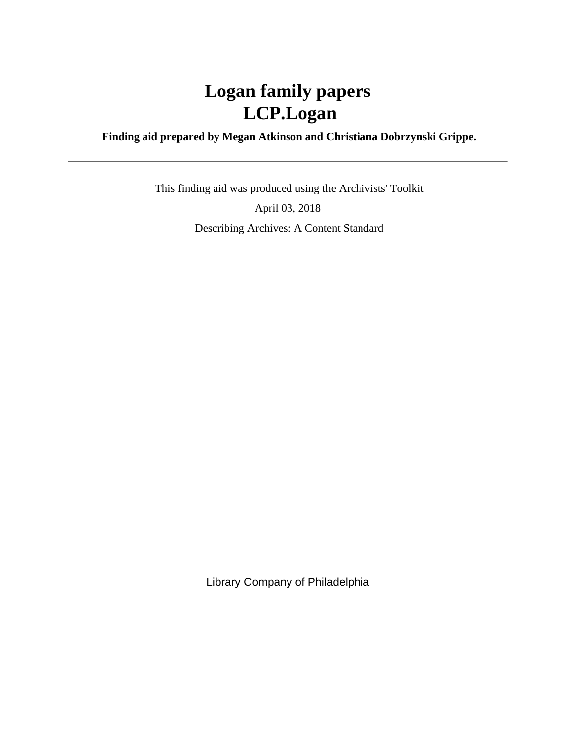# Logan family papers
# LCP.Logan

**Finding aid prepared by Megan Atkinson and Christiana Dobrzynski Grippe.**

---

This finding aid was produced using the Archivists' Toolkit

April 03, 2018

Describing Archives: A Content Standard

Library Company of Philadelphia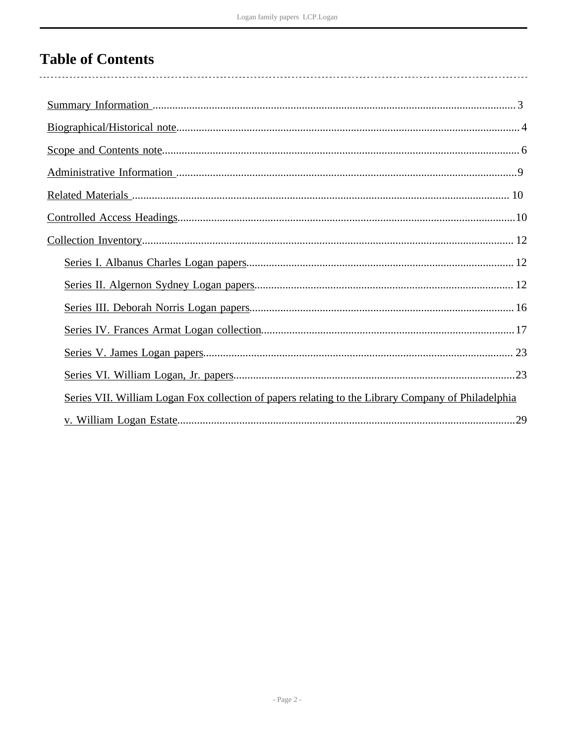# Table of Contents

- Summary Information ... 3
- Biographical/Historical note ... 4
- Scope and Contents note ... 6
- Administrative Information ... 9
- Related Materials ... 10
- Controlled Access Headings ... 10
- Collection Inventory ... 12
  - Series I. Albanus Charles Logan papers ... 12
  - Series II. Algernon Sydney Logan papers ... 12
  - Series III. Deborah Norris Logan papers ... 16
  - Series IV. Frances Armat Logan collection ... 17
  - Series V. James Logan papers ... 23
  - Series VI. William Logan, Jr. papers ... 23
  - Series VII. William Logan Fox collection of papers relating to the Library Company of Philadelphia v. William Logan Estate ... 29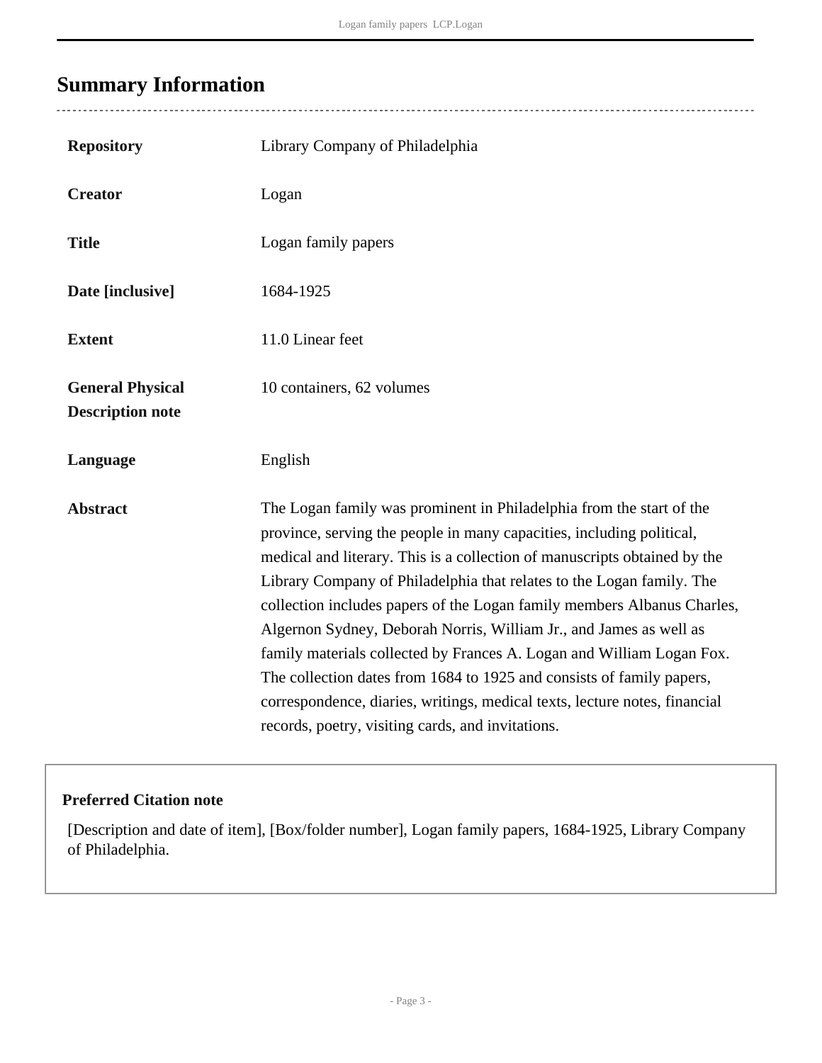## Summary Information

| | |
|---|---|
| **Repository** | Library Company of Philadelphia |
| **Creator** | Logan |
| **Title** | Logan family papers |
| **Date [inclusive]** | 1684-1925 |
| **Extent** | 11.0 Linear feet |
| **General Physical Description note** | 10 containers, 62 volumes |
| **Language** | English |
| **Abstract** | The Logan family was prominent in Philadelphia from the start of the province, serving the people in many capacities, including political, medical and literary. This is a collection of manuscripts obtained by the Library Company of Philadelphia that relates to the Logan family. The collection includes papers of the Logan family members Albanus Charles, Algernon Sydney, Deborah Norris, William Jr., and James as well as family materials collected by Frances A. Logan and William Logan Fox. The collection dates from 1684 to 1925 and consists of family papers, correspondence, diaries, writings, medical texts, lecture notes, financial records, poetry, visiting cards, and invitations. |

**Preferred Citation note**

[Description and date of item], [Box/folder number], Logan family papers, 1684-1925, Library Company of Philadelphia.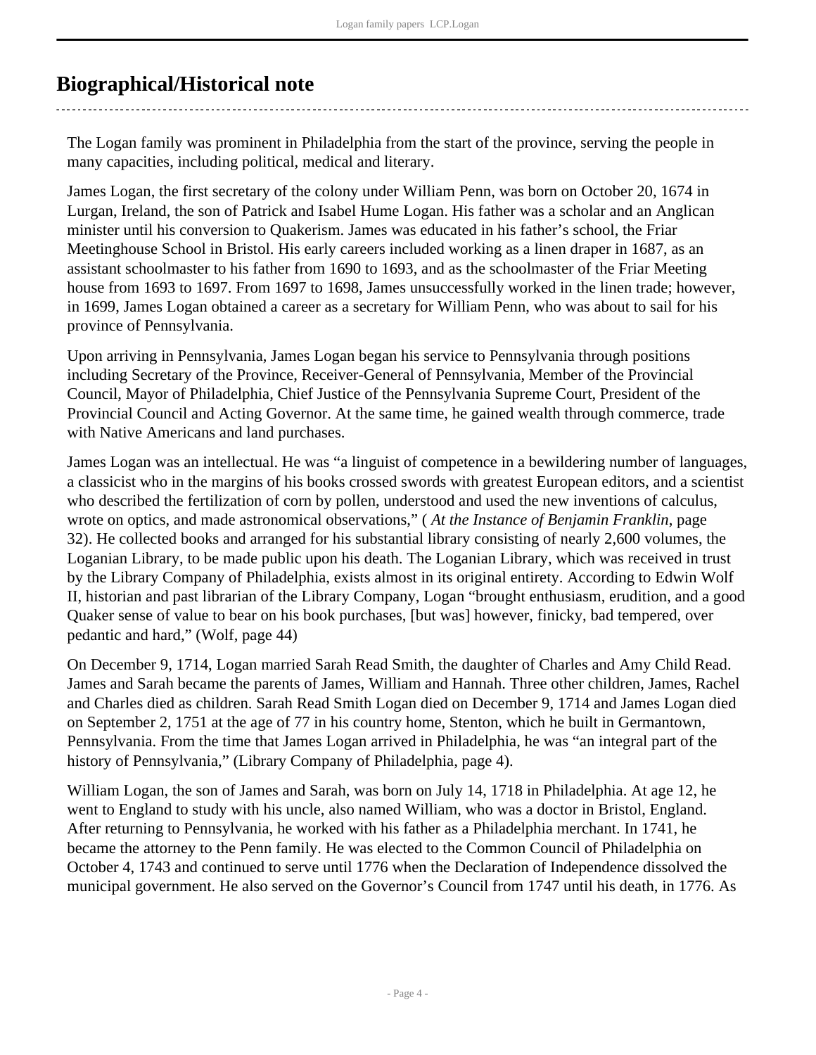## Biographical/Historical note

The Logan family was prominent in Philadelphia from the start of the province, serving the people in many capacities, including political, medical and literary.

James Logan, the first secretary of the colony under William Penn, was born on October 20, 1674 in Lurgan, Ireland, the son of Patrick and Isabel Hume Logan. His father was a scholar and an Anglican minister until his conversion to Quakerism. James was educated in his father's school, the Friar Meetinghouse School in Bristol. His early careers included working as a linen draper in 1687, as an assistant schoolmaster to his father from 1690 to 1693, and as the schoolmaster of the Friar Meeting house from 1693 to 1697. From 1697 to 1698, James unsuccessfully worked in the linen trade; however, in 1699, James Logan obtained a career as a secretary for William Penn, who was about to sail for his province of Pennsylvania.

Upon arriving in Pennsylvania, James Logan began his service to Pennsylvania through positions including Secretary of the Province, Receiver-General of Pennsylvania, Member of the Provincial Council, Mayor of Philadelphia, Chief Justice of the Pennsylvania Supreme Court, President of the Provincial Council and Acting Governor. At the same time, he gained wealth through commerce, trade with Native Americans and land purchases.

James Logan was an intellectual. He was "a linguist of competence in a bewildering number of languages, a classicist who in the margins of his books crossed swords with greatest European editors, and a scientist who described the fertilization of corn by pollen, understood and used the new inventions of calculus, wrote on optics, and made astronomical observations," ( *At the Instance of Benjamin Franklin*, page 32). He collected books and arranged for his substantial library consisting of nearly 2,600 volumes, the Loganian Library, to be made public upon his death. The Loganian Library, which was received in trust by the Library Company of Philadelphia, exists almost in its original entirety. According to Edwin Wolf II, historian and past librarian of the Library Company, Logan "brought enthusiasm, erudition, and a good Quaker sense of value to bear on his book purchases, [but was] however, finicky, bad tempered, over pedantic and hard," (Wolf, page 44)

On December 9, 1714, Logan married Sarah Read Smith, the daughter of Charles and Amy Child Read. James and Sarah became the parents of James, William and Hannah. Three other children, James, Rachel and Charles died as children. Sarah Read Smith Logan died on December 9, 1714 and James Logan died on September 2, 1751 at the age of 77 in his country home, Stenton, which he built in Germantown, Pennsylvania. From the time that James Logan arrived in Philadelphia, he was "an integral part of the history of Pennsylvania," (Library Company of Philadelphia, page 4).

William Logan, the son of James and Sarah, was born on July 14, 1718 in Philadelphia. At age 12, he went to England to study with his uncle, also named William, who was a doctor in Bristol, England. After returning to Pennsylvania, he worked with his father as a Philadelphia merchant. In 1741, he became the attorney to the Penn family. He was elected to the Common Council of Philadelphia on October 4, 1743 and continued to serve until 1776 when the Declaration of Independence dissolved the municipal government. He also served on the Governor's Council from 1747 until his death, in 1776. As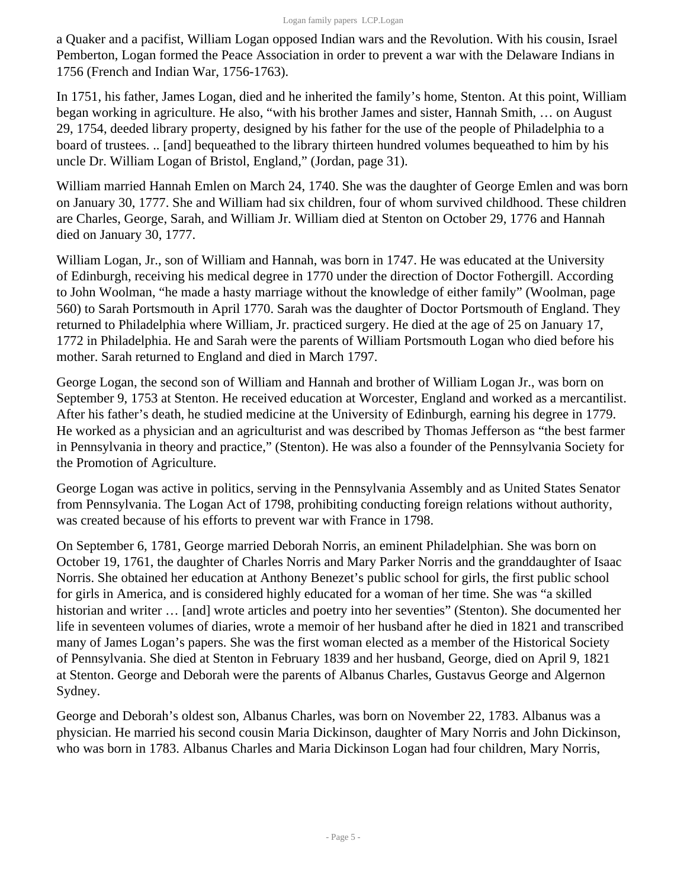a Quaker and a pacifist, William Logan opposed Indian wars and the Revolution. With his cousin, Israel Pemberton, Logan formed the Peace Association in order to prevent a war with the Delaware Indians in 1756 (French and Indian War, 1756-1763).

In 1751, his father, James Logan, died and he inherited the family's home, Stenton. At this point, William began working in agriculture. He also, "with his brother James and sister, Hannah Smith, … on August 29, 1754, deeded library property, designed by his father for the use of the people of Philadelphia to a board of trustees. .. [and] bequeathed to the library thirteen hundred volumes bequeathed to him by his uncle Dr. William Logan of Bristol, England," (Jordan, page 31).

William married Hannah Emlen on March 24, 1740. She was the daughter of George Emlen and was born on January 30, 1777. She and William had six children, four of whom survived childhood. These children are Charles, George, Sarah, and William Jr. William died at Stenton on October 29, 1776 and Hannah died on January 30, 1777.

William Logan, Jr., son of William and Hannah, was born in 1747. He was educated at the University of Edinburgh, receiving his medical degree in 1770 under the direction of Doctor Fothergill. According to John Woolman, "he made a hasty marriage without the knowledge of either family" (Woolman, page 560) to Sarah Portsmouth in April 1770. Sarah was the daughter of Doctor Portsmouth of England. They returned to Philadelphia where William, Jr. practiced surgery. He died at the age of 25 on January 17, 1772 in Philadelphia. He and Sarah were the parents of William Portsmouth Logan who died before his mother. Sarah returned to England and died in March 1797.

George Logan, the second son of William and Hannah and brother of William Logan Jr., was born on September 9, 1753 at Stenton. He received education at Worcester, England and worked as a mercantilist. After his father's death, he studied medicine at the University of Edinburgh, earning his degree in 1779. He worked as a physician and an agriculturist and was described by Thomas Jefferson as "the best farmer in Pennsylvania in theory and practice," (Stenton). He was also a founder of the Pennsylvania Society for the Promotion of Agriculture.

George Logan was active in politics, serving in the Pennsylvania Assembly and as United States Senator from Pennsylvania. The Logan Act of 1798, prohibiting conducting foreign relations without authority, was created because of his efforts to prevent war with France in 1798.

On September 6, 1781, George married Deborah Norris, an eminent Philadelphian. She was born on October 19, 1761, the daughter of Charles Norris and Mary Parker Norris and the granddaughter of Isaac Norris. She obtained her education at Anthony Benezet's public school for girls, the first public school for girls in America, and is considered highly educated for a woman of her time. She was "a skilled historian and writer … [and] wrote articles and poetry into her seventies" (Stenton). She documented her life in seventeen volumes of diaries, wrote a memoir of her husband after he died in 1821 and transcribed many of James Logan's papers. She was the first woman elected as a member of the Historical Society of Pennsylvania. She died at Stenton in February 1839 and her husband, George, died on April 9, 1821 at Stenton. George and Deborah were the parents of Albanus Charles, Gustavus George and Algernon Sydney.

George and Deborah's oldest son, Albanus Charles, was born on November 22, 1783. Albanus was a physician. He married his second cousin Maria Dickinson, daughter of Mary Norris and John Dickinson, who was born in 1783. Albanus Charles and Maria Dickinson Logan had four children, Mary Norris,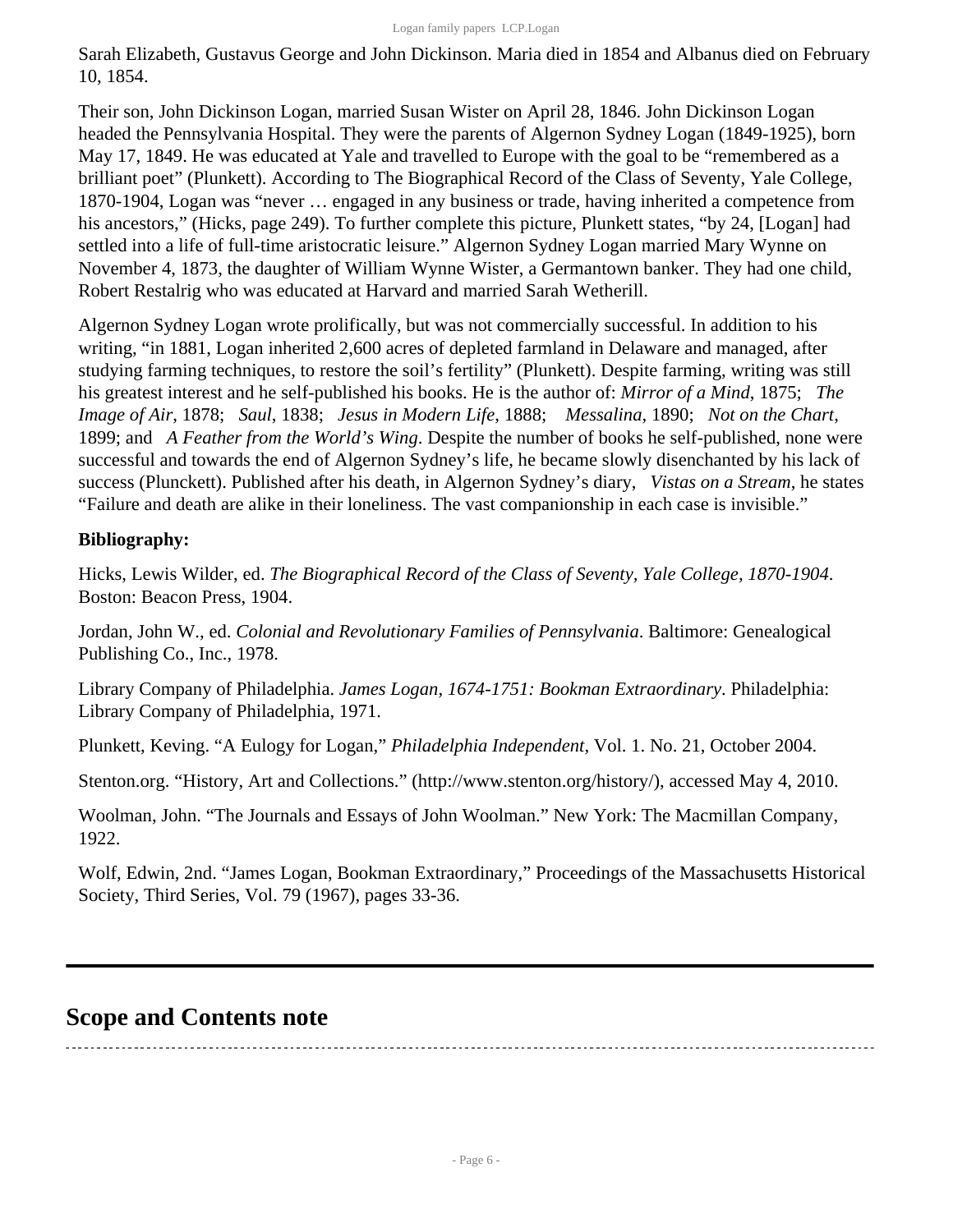Sarah Elizabeth, Gustavus George and John Dickinson. Maria died in 1854 and Albanus died on February 10, 1854.

Their son, John Dickinson Logan, married Susan Wister on April 28, 1846. John Dickinson Logan headed the Pennsylvania Hospital. They were the parents of Algernon Sydney Logan (1849-1925), born May 17, 1849. He was educated at Yale and travelled to Europe with the goal to be "remembered as a brilliant poet" (Plunkett). According to The Biographical Record of the Class of Seventy, Yale College, 1870-1904, Logan was "never … engaged in any business or trade, having inherited a competence from his ancestors," (Hicks, page 249). To further complete this picture, Plunkett states, "by 24, [Logan] had settled into a life of full-time aristocratic leisure." Algernon Sydney Logan married Mary Wynne on November 4, 1873, the daughter of William Wynne Wister, a Germantown banker. They had one child, Robert Restalrig who was educated at Harvard and married Sarah Wetherill.

Algernon Sydney Logan wrote prolifically, but was not commercially successful. In addition to his writing, "in 1881, Logan inherited 2,600 acres of depleted farmland in Delaware and managed, after studying farming techniques, to restore the soil's fertility" (Plunkett). Despite farming, writing was still his greatest interest and he self-published his books. He is the author of: *Mirror of a Mind*, 1875; *The Image of Air*, 1878; *Saul*, 1838; *Jesus in Modern Life*, 1888; *Messalina*, 1890; *Not on the Chart*, 1899; and *A Feather from the World's Wing*. Despite the number of books he self-published, none were successful and towards the end of Algernon Sydney's life, he became slowly disenchanted by his lack of success (Plunckett). Published after his death, in Algernon Sydney's diary, *Vistas on a Stream*, he states "Failure and death are alike in their loneliness. The vast companionship in each case is invisible."

**Bibliography:**

Hicks, Lewis Wilder, ed. *The Biographical Record of the Class of Seventy, Yale College, 1870-1904*. Boston: Beacon Press, 1904.

Jordan, John W., ed. *Colonial and Revolutionary Families of Pennsylvania*. Baltimore: Genealogical Publishing Co., Inc., 1978.

Library Company of Philadelphia. *James Logan, 1674-1751: Bookman Extraordinary*. Philadelphia: Library Company of Philadelphia, 1971.

Plunkett, Keving. "A Eulogy for Logan," *Philadelphia Independent*, Vol. 1. No. 21, October 2004.

Stenton.org. "History, Art and Collections." (http://www.stenton.org/history/), accessed May 4, 2010.

Woolman, John. "The Journals and Essays of John Woolman." New York: The Macmillan Company, 1922.

Wolf, Edwin, 2nd. "James Logan, Bookman Extraordinary," Proceedings of the Massachusetts Historical Society, Third Series, Vol. 79 (1967), pages 33-36.

## Scope and Contents note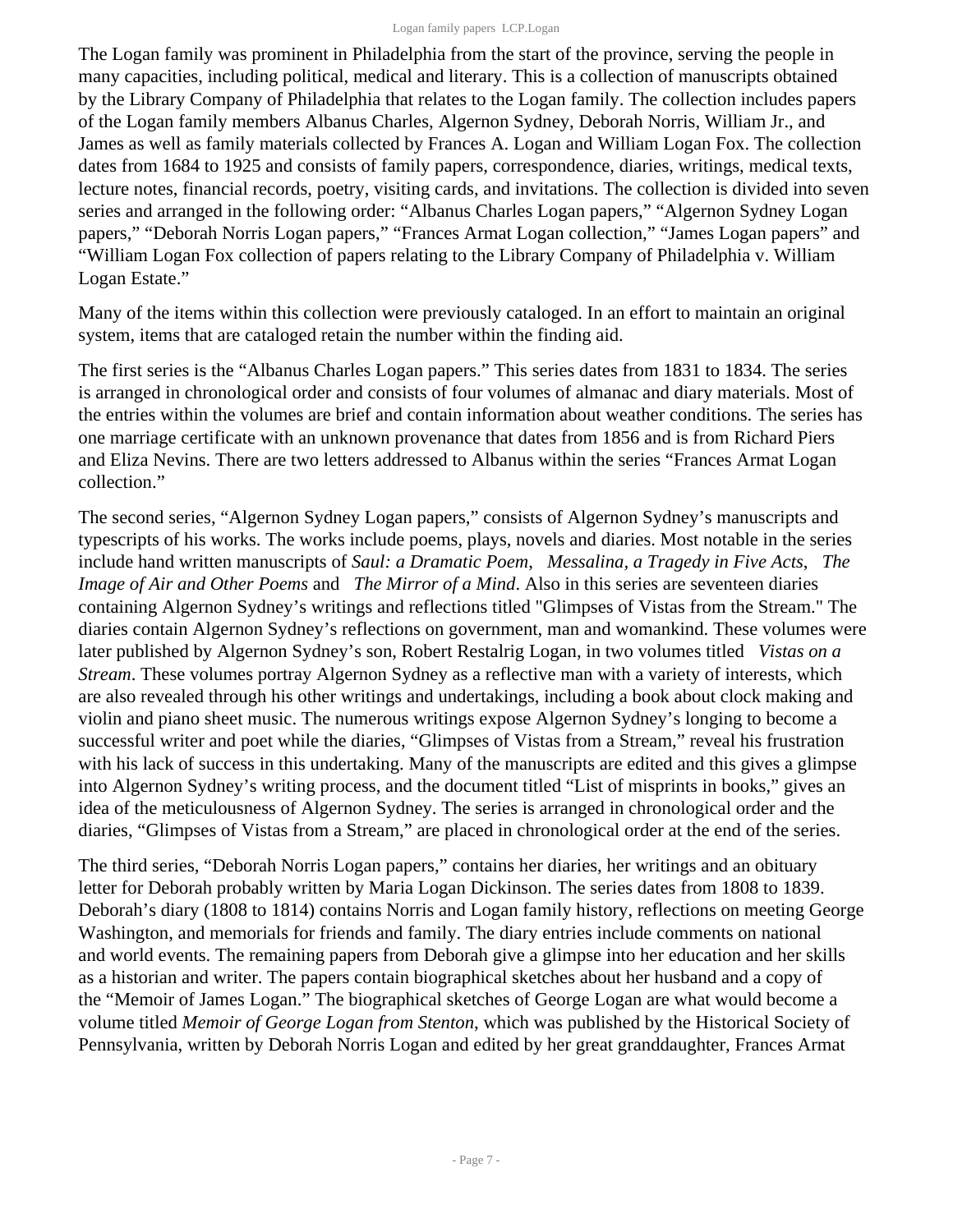The Logan family was prominent in Philadelphia from the start of the province, serving the people in many capacities, including political, medical and literary. This is a collection of manuscripts obtained by the Library Company of Philadelphia that relates to the Logan family. The collection includes papers of the Logan family members Albanus Charles, Algernon Sydney, Deborah Norris, William Jr., and James as well as family materials collected by Frances A. Logan and William Logan Fox. The collection dates from 1684 to 1925 and consists of family papers, correspondence, diaries, writings, medical texts, lecture notes, financial records, poetry, visiting cards, and invitations. The collection is divided into seven series and arranged in the following order: "Albanus Charles Logan papers," "Algernon Sydney Logan papers," "Deborah Norris Logan papers," "Frances Armat Logan collection," "James Logan papers" and "William Logan Fox collection of papers relating to the Library Company of Philadelphia v. William Logan Estate."

Many of the items within this collection were previously cataloged. In an effort to maintain an original system, items that are cataloged retain the number within the finding aid.

The first series is the "Albanus Charles Logan papers." This series dates from 1831 to 1834. The series is arranged in chronological order and consists of four volumes of almanac and diary materials. Most of the entries within the volumes are brief and contain information about weather conditions. The series has one marriage certificate with an unknown provenance that dates from 1856 and is from Richard Piers and Eliza Nevins. There are two letters addressed to Albanus within the series "Frances Armat Logan collection."

The second series, "Algernon Sydney Logan papers," consists of Algernon Sydney's manuscripts and typescripts of his works. The works include poems, plays, novels and diaries. Most notable in the series include hand written manuscripts of *Saul: a Dramatic Poem*, *Messalina, a Tragedy in Five Acts*, *The Image of Air and Other Poems* and *The Mirror of a Mind*. Also in this series are seventeen diaries containing Algernon Sydney's writings and reflections titled "Glimpses of Vistas from the Stream." The diaries contain Algernon Sydney's reflections on government, man and womankind. These volumes were later published by Algernon Sydney's son, Robert Restalrig Logan, in two volumes titled *Vistas on a Stream*. These volumes portray Algernon Sydney as a reflective man with a variety of interests, which are also revealed through his other writings and undertakings, including a book about clock making and violin and piano sheet music. The numerous writings expose Algernon Sydney's longing to become a successful writer and poet while the diaries, "Glimpses of Vistas from a Stream," reveal his frustration with his lack of success in this undertaking. Many of the manuscripts are edited and this gives a glimpse into Algernon Sydney's writing process, and the document titled "List of misprints in books," gives an idea of the meticulousness of Algernon Sydney. The series is arranged in chronological order and the diaries, "Glimpses of Vistas from a Stream," are placed in chronological order at the end of the series.

The third series, "Deborah Norris Logan papers," contains her diaries, her writings and an obituary letter for Deborah probably written by Maria Logan Dickinson. The series dates from 1808 to 1839. Deborah's diary (1808 to 1814) contains Norris and Logan family history, reflections on meeting George Washington, and memorials for friends and family. The diary entries include comments on national and world events. The remaining papers from Deborah give a glimpse into her education and her skills as a historian and writer. The papers contain biographical sketches about her husband and a copy of the "Memoir of James Logan." The biographical sketches of George Logan are what would become a volume titled *Memoir of George Logan from Stenton*, which was published by the Historical Society of Pennsylvania, written by Deborah Norris Logan and edited by her great granddaughter, Frances Armat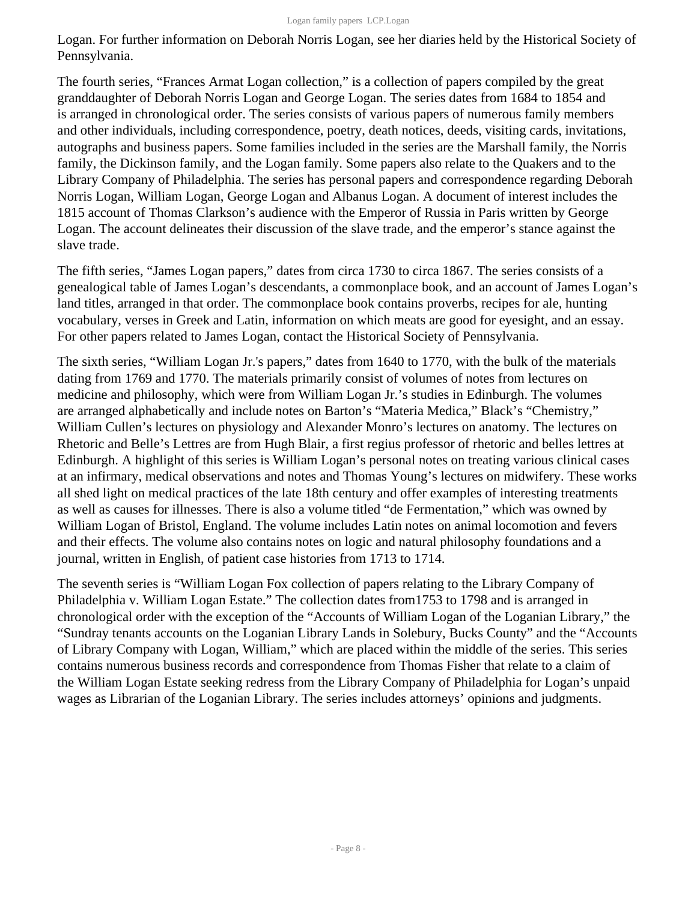Logan. For further information on Deborah Norris Logan, see her diaries held by the Historical Society of Pennsylvania.

The fourth series, “Frances Armat Logan collection,” is a collection of papers compiled by the great granddaughter of Deborah Norris Logan and George Logan. The series dates from 1684 to 1854 and is arranged in chronological order. The series consists of various papers of numerous family members and other individuals, including correspondence, poetry, death notices, deeds, visiting cards, invitations, autographs and business papers. Some families included in the series are the Marshall family, the Norris family, the Dickinson family, and the Logan family. Some papers also relate to the Quakers and to the Library Company of Philadelphia. The series has personal papers and correspondence regarding Deborah Norris Logan, William Logan, George Logan and Albanus Logan. A document of interest includes the 1815 account of Thomas Clarkson’s audience with the Emperor of Russia in Paris written by George Logan. The account delineates their discussion of the slave trade, and the emperor’s stance against the slave trade.

The fifth series, “James Logan papers,” dates from circa 1730 to circa 1867. The series consists of a genealogical table of James Logan’s descendants, a commonplace book, and an account of James Logan’s land titles, arranged in that order. The commonplace book contains proverbs, recipes for ale, hunting vocabulary, verses in Greek and Latin, information on which meats are good for eyesight, and an essay. For other papers related to James Logan, contact the Historical Society of Pennsylvania.

The sixth series, “William Logan Jr.'s papers,” dates from 1640 to 1770, with the bulk of the materials dating from 1769 and 1770. The materials primarily consist of volumes of notes from lectures on medicine and philosophy, which were from William Logan Jr.’s studies in Edinburgh. The volumes are arranged alphabetically and include notes on Barton’s “Materia Medica,” Black’s “Chemistry,” William Cullen’s lectures on physiology and Alexander Monro’s lectures on anatomy. The lectures on Rhetoric and Belle’s Lettres are from Hugh Blair, a first regius professor of rhetoric and belles lettres at Edinburgh. A highlight of this series is William Logan’s personal notes on treating various clinical cases at an infirmary, medical observations and notes and Thomas Young’s lectures on midwifery. These works all shed light on medical practices of the late 18th century and offer examples of interesting treatments as well as causes for illnesses. There is also a volume titled “de Fermentation,” which was owned by William Logan of Bristol, England. The volume includes Latin notes on animal locomotion and fevers and their effects. The volume also contains notes on logic and natural philosophy foundations and a journal, written in English, of patient case histories from 1713 to 1714.

The seventh series is “William Logan Fox collection of papers relating to the Library Company of Philadelphia v. William Logan Estate.” The collection dates from1753 to 1798 and is arranged in chronological order with the exception of the “Accounts of William Logan of the Loganian Library,” the “Sundray tenants accounts on the Loganian Library Lands in Solebury, Bucks County” and the “Accounts of Library Company with Logan, William,” which are placed within the middle of the series. This series contains numerous business records and correspondence from Thomas Fisher that relate to a claim of the William Logan Estate seeking redress from the Library Company of Philadelphia for Logan’s unpaid wages as Librarian of the Loganian Library. The series includes attorneys’ opinions and judgments.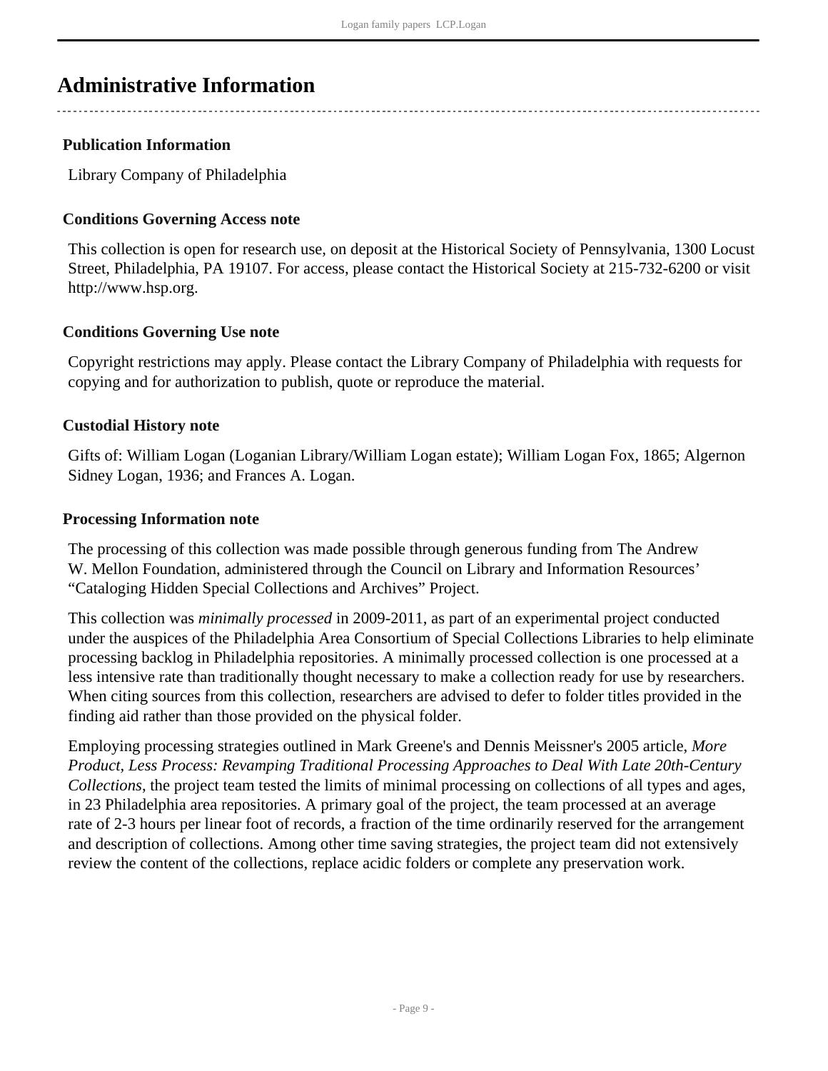# Administrative Information

### Publication Information

Library Company of Philadelphia

### Conditions Governing Access note

This collection is open for research use, on deposit at the Historical Society of Pennsylvania, 1300 Locust Street, Philadelphia, PA 19107. For access, please contact the Historical Society at 215-732-6200 or visit http://www.hsp.org.

### Conditions Governing Use note

Copyright restrictions may apply. Please contact the Library Company of Philadelphia with requests for copying and for authorization to publish, quote or reproduce the material.

### Custodial History note

Gifts of: William Logan (Loganian Library/William Logan estate); William Logan Fox, 1865; Algernon Sidney Logan, 1936; and Frances A. Logan.

### Processing Information note

The processing of this collection was made possible through generous funding from The Andrew W. Mellon Foundation, administered through the Council on Library and Information Resources' "Cataloging Hidden Special Collections and Archives" Project.

This collection was *minimally processed* in 2009-2011, as part of an experimental project conducted under the auspices of the Philadelphia Area Consortium of Special Collections Libraries to help eliminate processing backlog in Philadelphia repositories. A minimally processed collection is one processed at a less intensive rate than traditionally thought necessary to make a collection ready for use by researchers. When citing sources from this collection, researchers are advised to defer to folder titles provided in the finding aid rather than those provided on the physical folder.

Employing processing strategies outlined in Mark Greene's and Dennis Meissner's 2005 article, *More Product, Less Process: Revamping Traditional Processing Approaches to Deal With Late 20th-Century Collections*, the project team tested the limits of minimal processing on collections of all types and ages, in 23 Philadelphia area repositories. A primary goal of the project, the team processed at an average rate of 2-3 hours per linear foot of records, a fraction of the time ordinarily reserved for the arrangement and description of collections. Among other time saving strategies, the project team did not extensively review the content of the collections, replace acidic folders or complete any preservation work.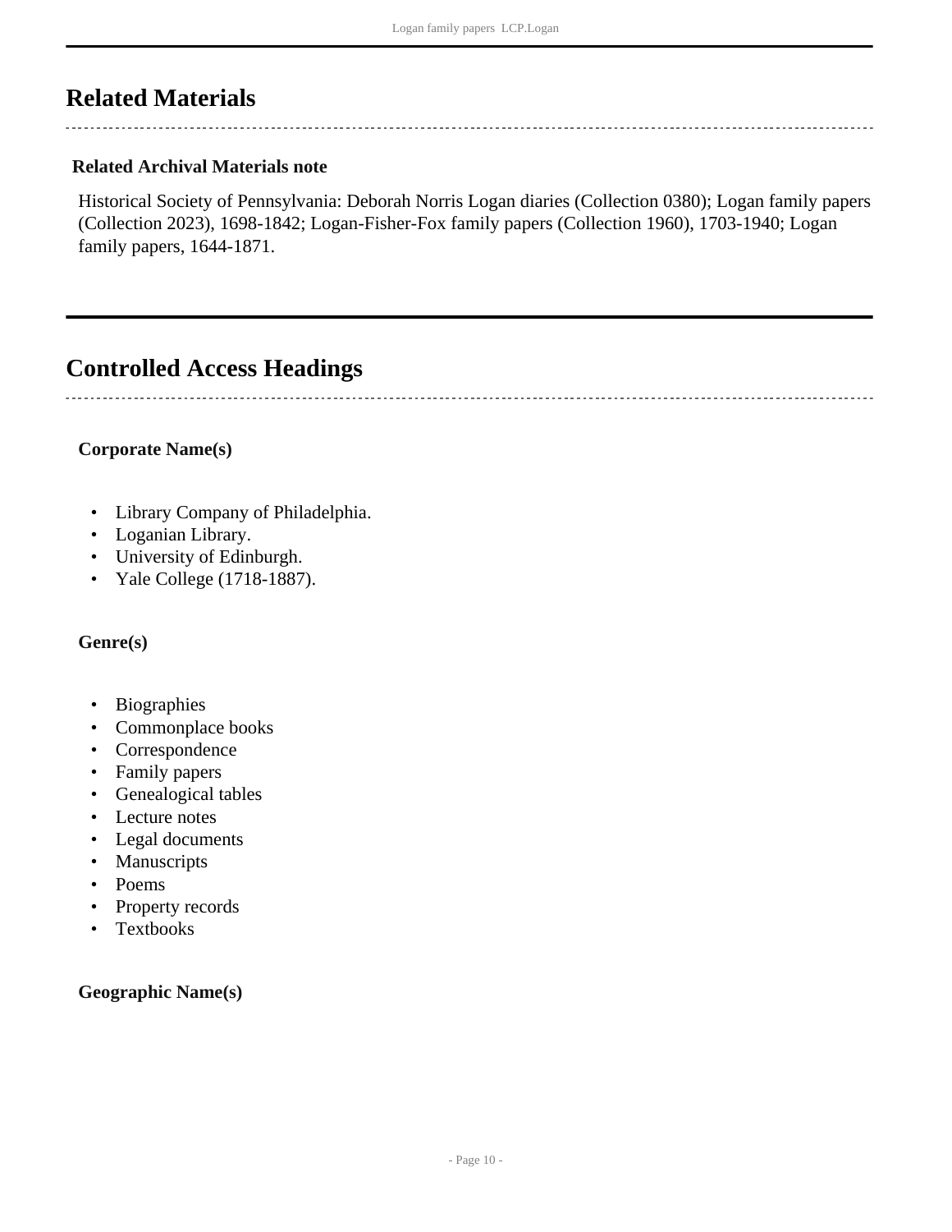## Related Materials

### Related Archival Materials note

Historical Society of Pennsylvania: Deborah Norris Logan diaries (Collection 0380); Logan family papers (Collection 2023), 1698-1842; Logan-Fisher-Fox family papers (Collection 1960), 1703-1940; Logan family papers, 1644-1871.

## Controlled Access Headings

### Corporate Name(s)

- Library Company of Philadelphia.
- Loganian Library.
- University of Edinburgh.
- Yale College (1718-1887).

### Genre(s)

- Biographies
- Commonplace books
- Correspondence
- Family papers
- Genealogical tables
- Lecture notes
- Legal documents
- Manuscripts
- Poems
- Property records
- Textbooks

### Geographic Name(s)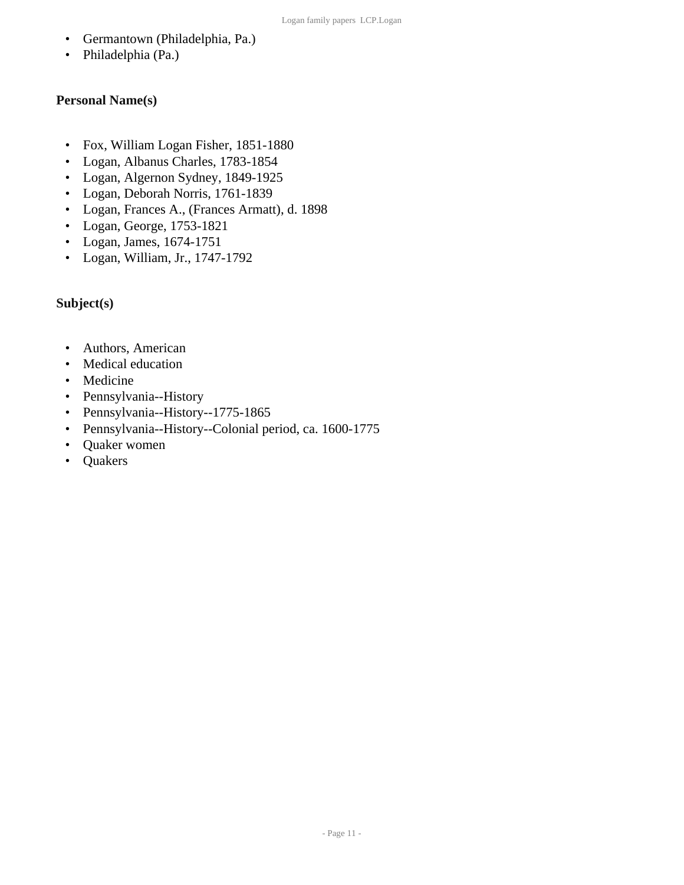- Germantown (Philadelphia, Pa.)
- Philadelphia (Pa.)

### Personal Name(s)

- Fox, William Logan Fisher, 1851-1880
- Logan, Albanus Charles, 1783-1854
- Logan, Algernon Sydney, 1849-1925
- Logan, Deborah Norris, 1761-1839
- Logan, Frances A., (Frances Armatt), d. 1898
- Logan, George, 1753-1821
- Logan, James, 1674-1751
- Logan, William, Jr., 1747-1792

### Subject(s)

- Authors, American
- Medical education
- Medicine
- Pennsylvania--History
- Pennsylvania--History--1775-1865
- Pennsylvania--History--Colonial period, ca. 1600-1775
- Quaker women
- Quakers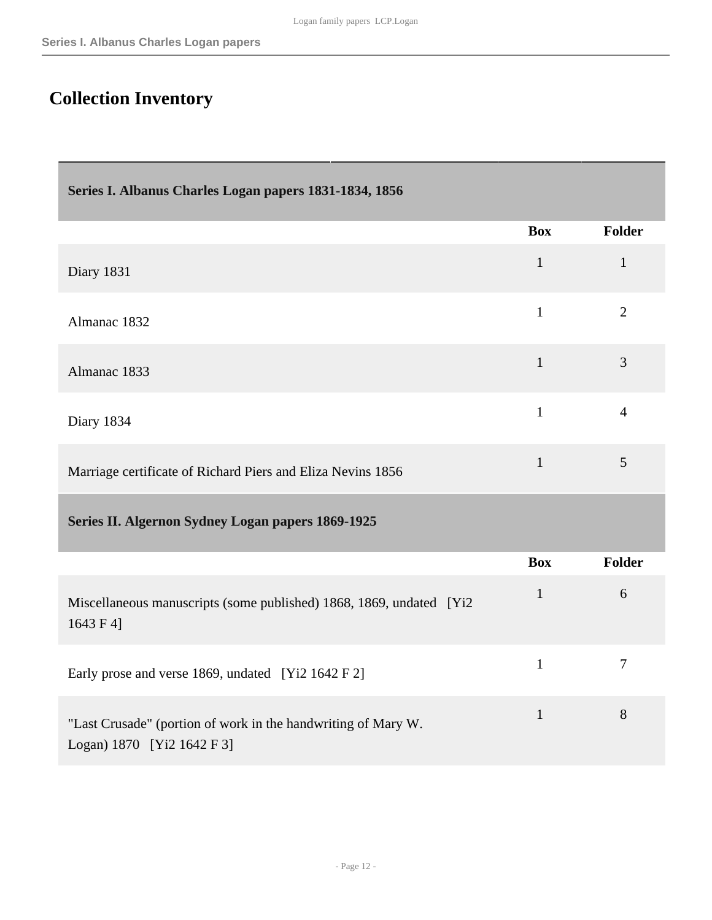# Collection Inventory

| Series I. Albanus Charles Logan papers 1831-1834, 1856 | | |
|---|---|---|
| | **Box** | **Folder** |
| Diary 1831 | 1 | 1 |
| Almanac 1832 | 1 | 2 |
| Almanac 1833 | 1 | 3 |
| Diary 1834 | 1 | 4 |
| Marriage certificate of Richard Piers and Eliza Nevins 1856 | 1 | 5 |

| Series II. Algernon Sydney Logan papers 1869-1925 | | |
|---|---|---|
| | **Box** | **Folder** |
| Miscellaneous manuscripts (some published) 1868, 1869, undated [Yi2 1643 F 4] | 1 | 6 |
| Early prose and verse 1869, undated [Yi2 1642 F 2] | 1 | 7 |
| "Last Crusade" (portion of work in the handwriting of Mary W. Logan) 1870 [Yi2 1642 F 3] | 1 | 8 |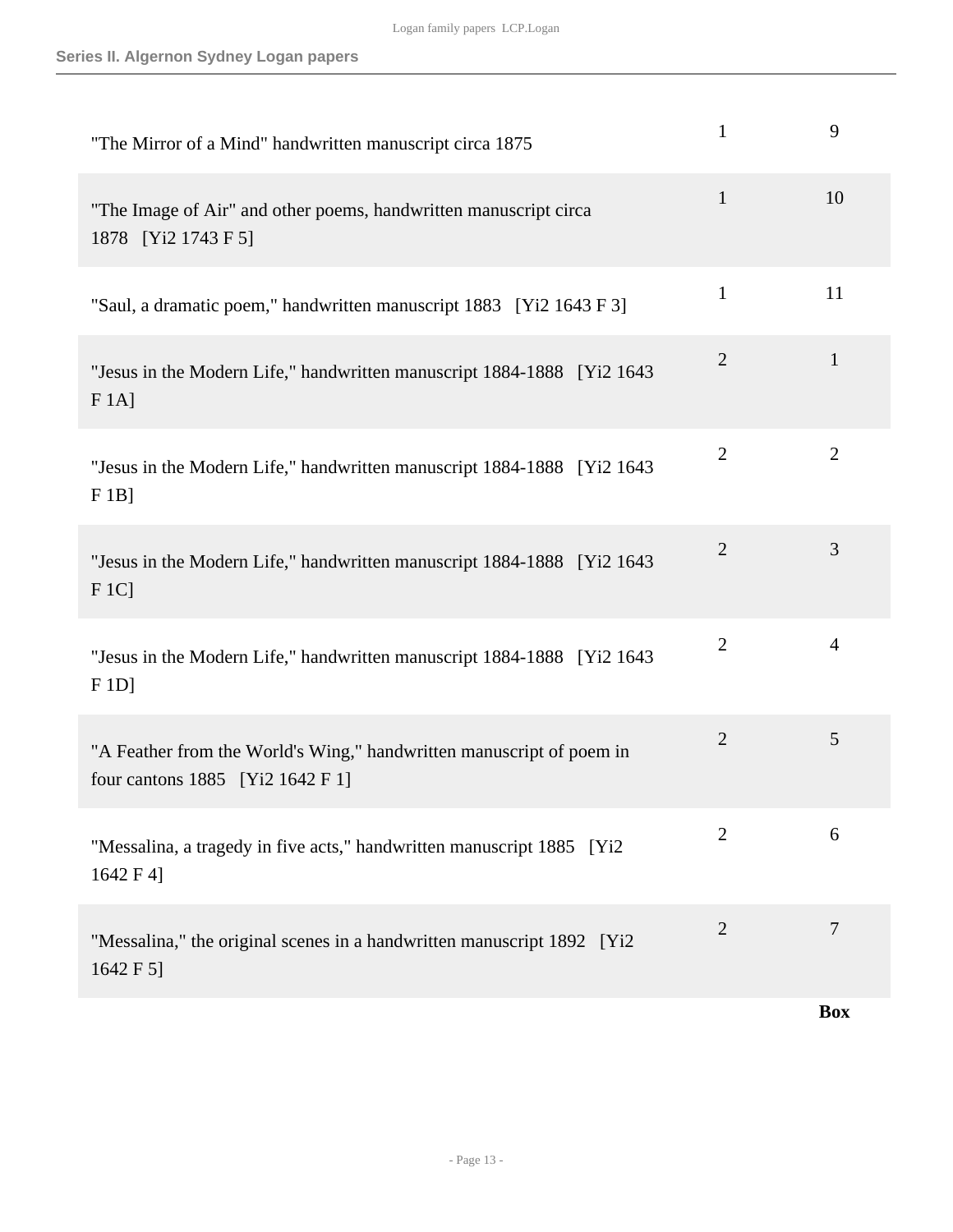| | | |
|---|---|---|
| "The Mirror of a Mind" handwritten manuscript circa 1875 | 1 | 9 |
| "The Image of Air" and other poems, handwritten manuscript circa 1878 [Yi2 1743 F 5] | 1 | 10 |
| "Saul, a dramatic poem," handwritten manuscript 1883 [Yi2 1643 F 3] | 1 | 11 |
| "Jesus in the Modern Life," handwritten manuscript 1884-1888 [Yi2 1643 F 1A] | 2 | 1 |
| "Jesus in the Modern Life," handwritten manuscript 1884-1888 [Yi2 1643 F 1B] | 2 | 2 |
| "Jesus in the Modern Life," handwritten manuscript 1884-1888 [Yi2 1643 F 1C] | 2 | 3 |
| "Jesus in the Modern Life," handwritten manuscript 1884-1888 [Yi2 1643 F 1D] | 2 | 4 |
| "A Feather from the World's Wing," handwritten manuscript of poem in four cantons 1885 [Yi2 1642 F 1] | 2 | 5 |
| "Messalina, a tragedy in five acts," handwritten manuscript 1885 [Yi2 1642 F 4] | 2 | 6 |
| "Messalina," the original scenes in a handwritten manuscript 1892 [Yi2 1642 F 5] | 2 | 7 |
| | | **Box** |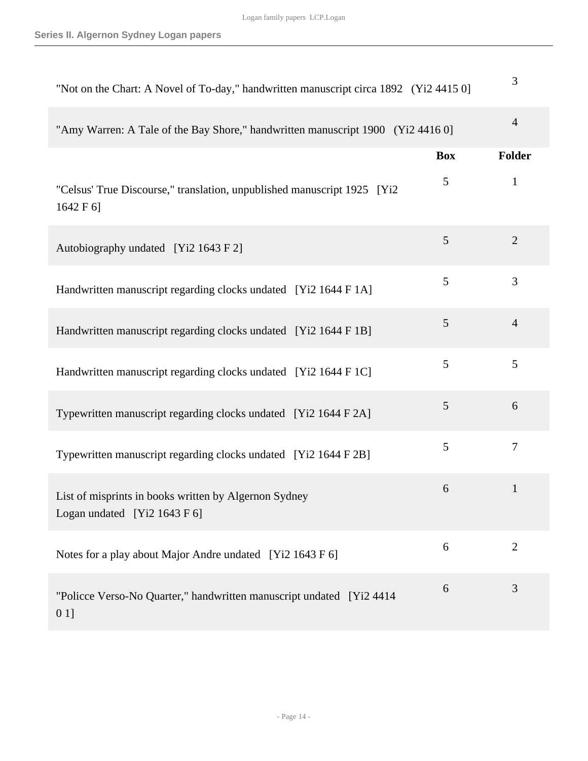| | Box | Folder |
|---|---|---|
| "Not on the Chart: A Novel of To-day," handwritten manuscript circa 1892 (Yi2 4415 0] | | 3 |
| "Amy Warren: A Tale of the Bay Shore," handwritten manuscript 1900 (Yi2 4416 0] | | 4 |

| | Box | Folder |
|---|---|---|
| "Celsus' True Discourse," translation, unpublished manuscript 1925 [Yi2 1642 F 6] | 5 | 1 |
| Autobiography undated [Yi2 1643 F 2] | 5 | 2 |
| Handwritten manuscript regarding clocks undated [Yi2 1644 F 1A] | 5 | 3 |
| Handwritten manuscript regarding clocks undated [Yi2 1644 F 1B] | 5 | 4 |
| Handwritten manuscript regarding clocks undated [Yi2 1644 F 1C] | 5 | 5 |
| Typewritten manuscript regarding clocks undated [Yi2 1644 F 2A] | 5 | 6 |
| Typewritten manuscript regarding clocks undated [Yi2 1644 F 2B] | 5 | 7 |
| List of misprints in books written by Algernon Sydney Logan undated [Yi2 1643 F 6] | 6 | 1 |
| Notes for a play about Major Andre undated [Yi2 1643 F 6] | 6 | 2 |
| "Policce Verso-No Quarter," handwritten manuscript undated [Yi2 4414 0 1] | 6 | 3 |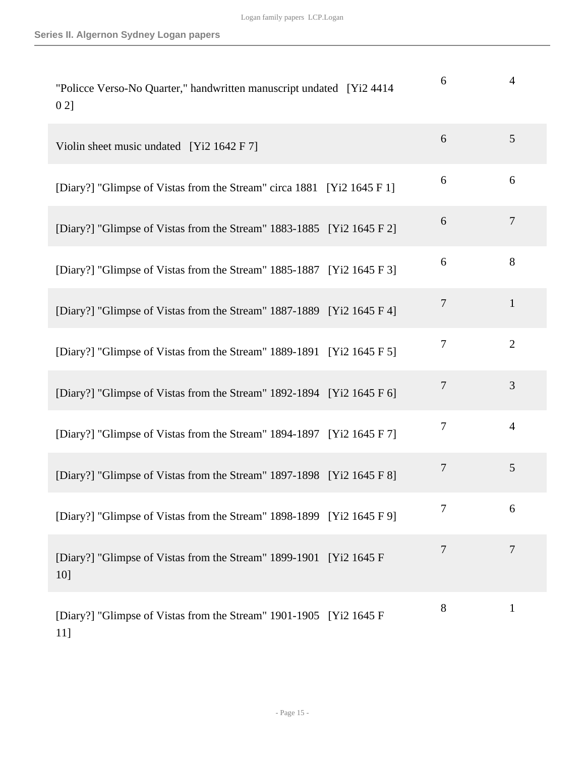| | | |
|---|---|---|
| "Policce Verso-No Quarter," handwritten manuscript undated [Yi2 4414 0 2] | 6 | 4 |
| Violin sheet music undated [Yi2 1642 F 7] | 6 | 5 |
| [Diary?] "Glimpse of Vistas from the Stream" circa 1881 [Yi2 1645 F 1] | 6 | 6 |
| [Diary?] "Glimpse of Vistas from the Stream" 1883-1885 [Yi2 1645 F 2] | 6 | 7 |
| [Diary?] "Glimpse of Vistas from the Stream" 1885-1887 [Yi2 1645 F 3] | 6 | 8 |
| [Diary?] "Glimpse of Vistas from the Stream" 1887-1889 [Yi2 1645 F 4] | 7 | 1 |
| [Diary?] "Glimpse of Vistas from the Stream" 1889-1891 [Yi2 1645 F 5] | 7 | 2 |
| [Diary?] "Glimpse of Vistas from the Stream" 1892-1894 [Yi2 1645 F 6] | 7 | 3 |
| [Diary?] "Glimpse of Vistas from the Stream" 1894-1897 [Yi2 1645 F 7] | 7 | 4 |
| [Diary?] "Glimpse of Vistas from the Stream" 1897-1898 [Yi2 1645 F 8] | 7 | 5 |
| [Diary?] "Glimpse of Vistas from the Stream" 1898-1899 [Yi2 1645 F 9] | 7 | 6 |
| [Diary?] "Glimpse of Vistas from the Stream" 1899-1901 [Yi2 1645 F 10] | 7 | 7 |
| [Diary?] "Glimpse of Vistas from the Stream" 1901-1905 [Yi2 1645 F 11] | 8 | 1 |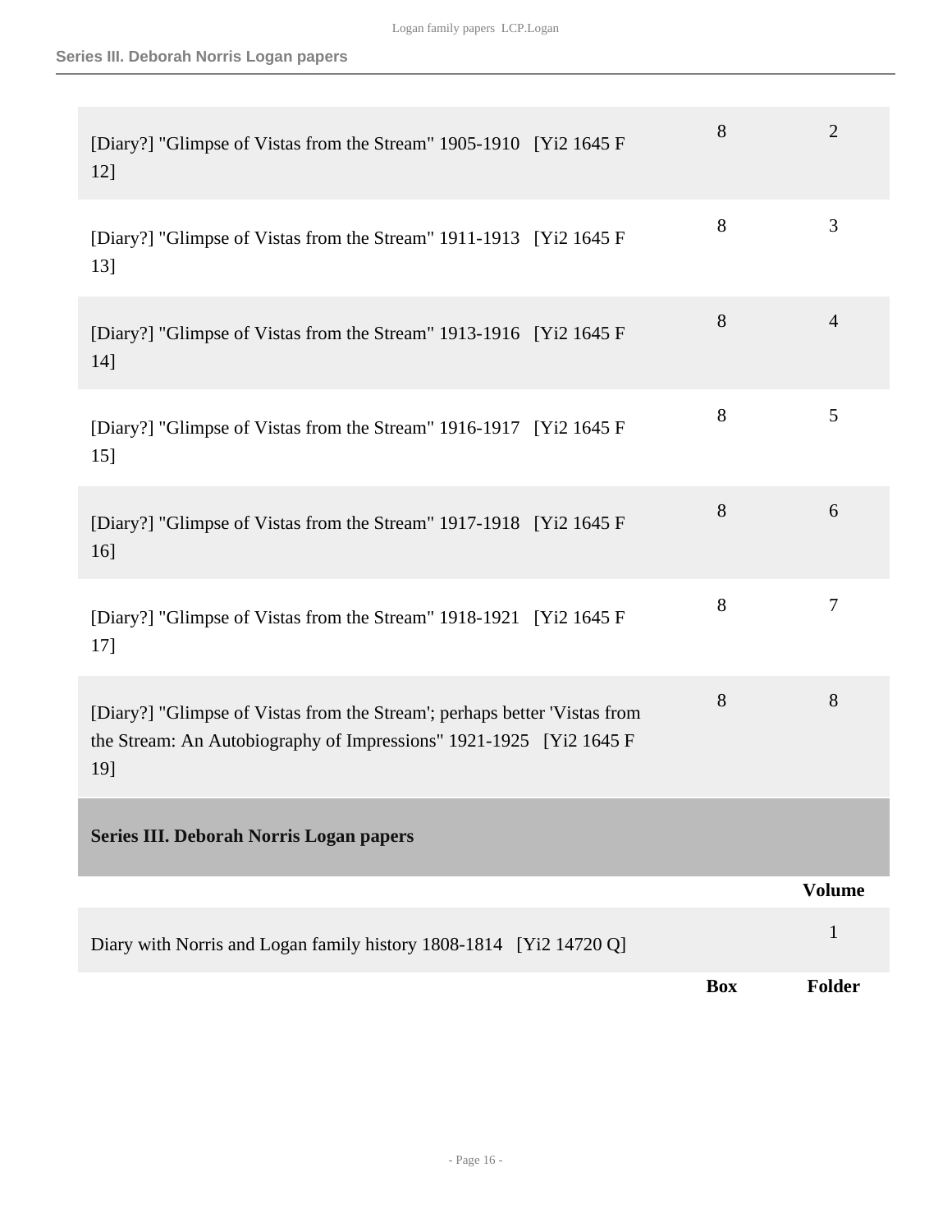| | Box | Folder |
|---|---|---|
| [Diary?] "Glimpse of Vistas from the Stream" 1905-1910 [Yi2 1645 F 12] | 8 | 2 |
| [Diary?] "Glimpse of Vistas from the Stream" 1911-1913 [Yi2 1645 F 13] | 8 | 3 |
| [Diary?] "Glimpse of Vistas from the Stream" 1913-1916 [Yi2 1645 F 14] | 8 | 4 |
| [Diary?] "Glimpse of Vistas from the Stream" 1916-1917 [Yi2 1645 F 15] | 8 | 5 |
| [Diary?] "Glimpse of Vistas from the Stream" 1917-1918 [Yi2 1645 F 16] | 8 | 6 |
| [Diary?] "Glimpse of Vistas from the Stream" 1918-1921 [Yi2 1645 F 17] | 8 | 7 |
| [Diary?] "Glimpse of Vistas from the Stream'; perhaps better 'Vistas from the Stream: An Autobiography of Impressions" 1921-1925 [Yi2 1645 F 19] | 8 | 8 |

## Series III. Deborah Norris Logan papers

| | Volume |
|---|---|
| Diary with Norris and Logan family history 1808-1814 [Yi2 14720 Q] | 1 |

| | Box | Folder |
|---|---|---|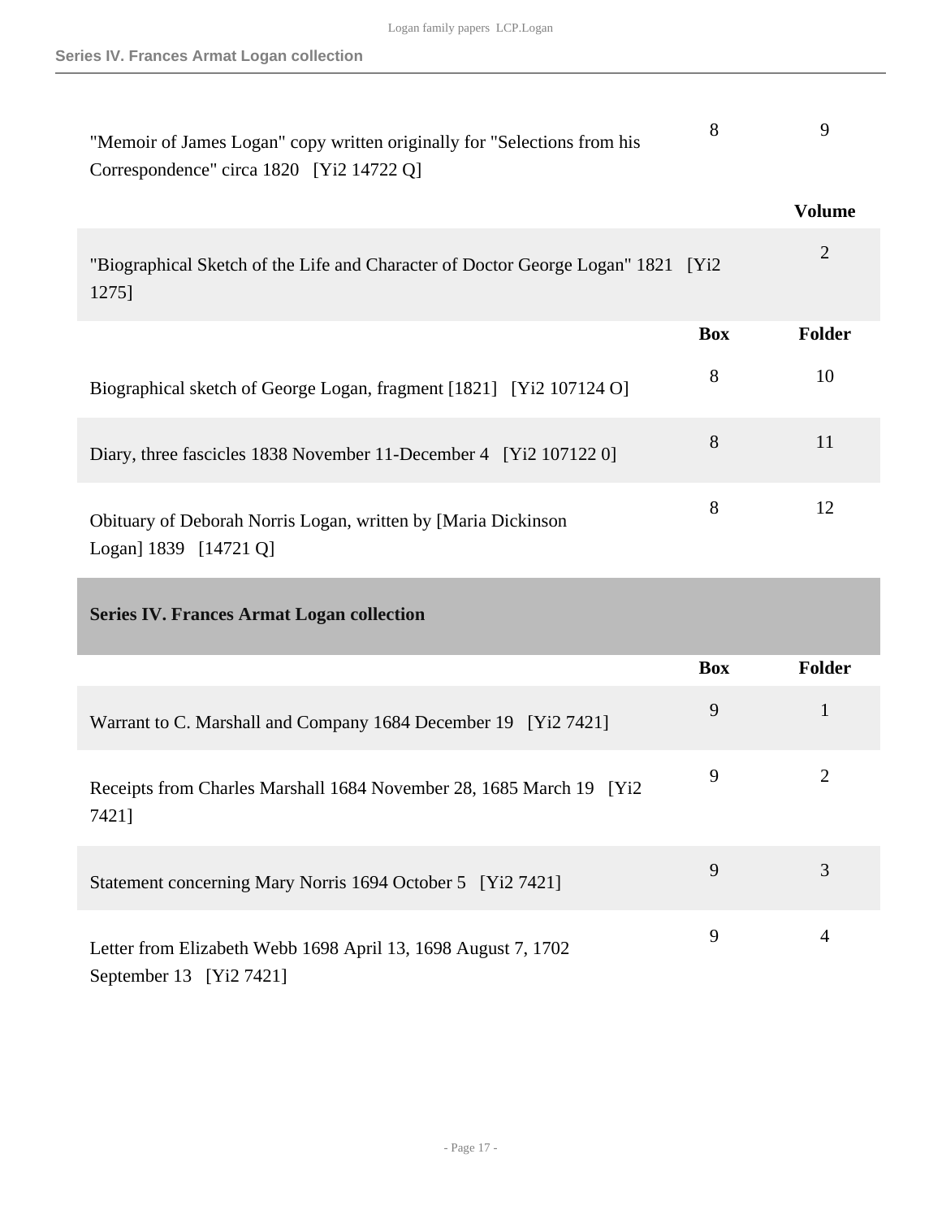| | Box | Folder |
|---|---|---|
| "Memoir of James Logan" copy written originally for "Selections from his Correspondence" circa 1820 [Yi2 14722 Q] | 8 | 9 |

| | Volume |
|---|---|
| "Biographical Sketch of the Life and Character of Doctor George Logan" 1821 [Yi2 1275] | 2 |

| | Box | Folder |
|---|---|---|
| Biographical sketch of George Logan, fragment [1821] [Yi2 107124 O] | 8 | 10 |
| Diary, three fascicles 1838 November 11-December 4 [Yi2 107122 0] | 8 | 11 |
| Obituary of Deborah Norris Logan, written by [Maria Dickinson Logan] 1839 [14721 Q] | 8 | 12 |

## Series IV. Frances Armat Logan collection

| | Box | Folder |
|---|---|---|
| Warrant to C. Marshall and Company 1684 December 19 [Yi2 7421] | 9 | 1 |
| Receipts from Charles Marshall 1684 November 28, 1685 March 19 [Yi2 7421] | 9 | 2 |
| Statement concerning Mary Norris 1694 October 5 [Yi2 7421] | 9 | 3 |
| Letter from Elizabeth Webb 1698 April 13, 1698 August 7, 1702 September 13 [Yi2 7421] | 9 | 4 |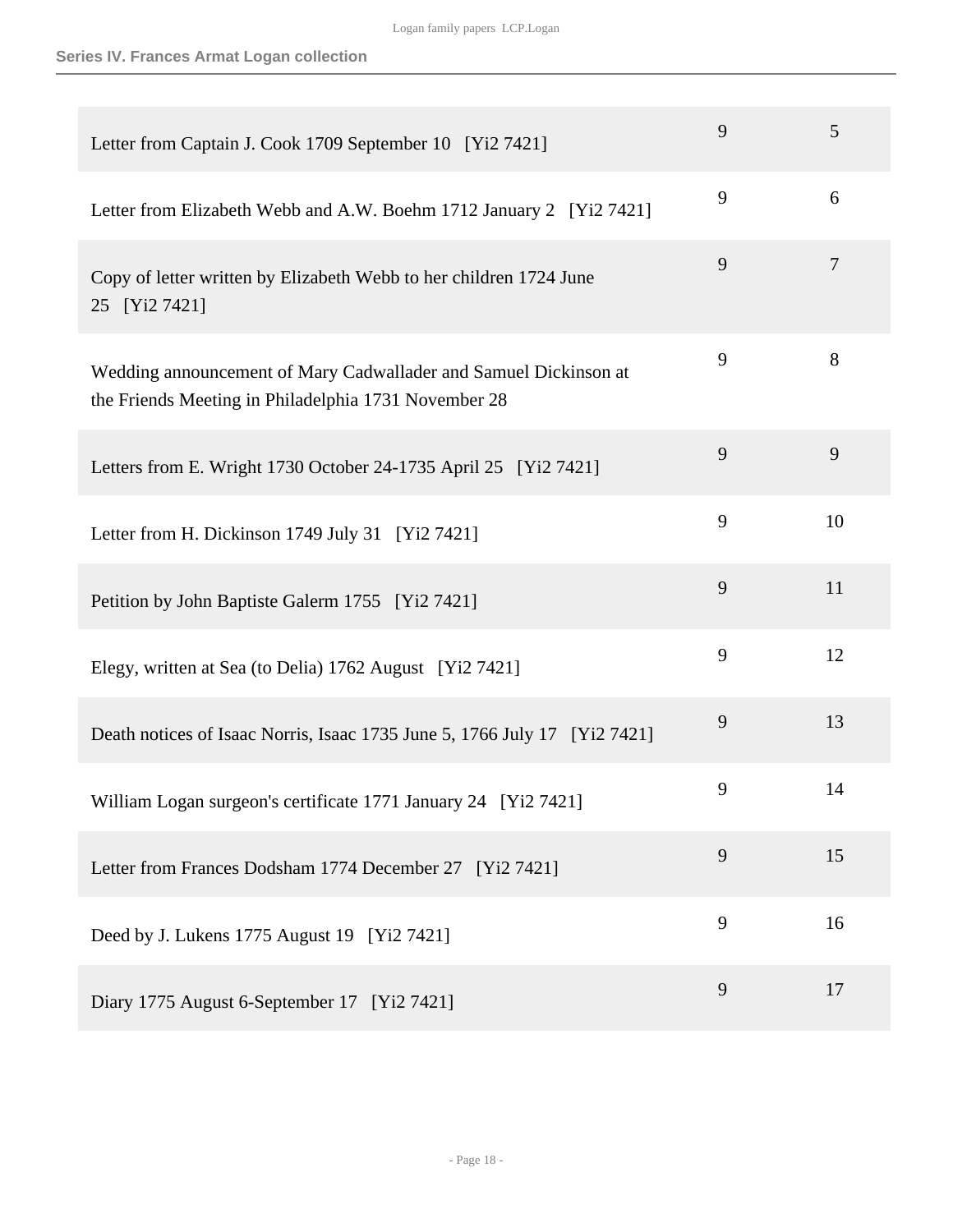**Series IV. Frances Armat Logan collection**

| | | |
|---|---|---|
| Letter from Captain J. Cook 1709 September 10 [Yi2 7421] | 9 | 5 |
| Letter from Elizabeth Webb and A.W. Boehm 1712 January 2 [Yi2 7421] | 9 | 6 |
| Copy of letter written by Elizabeth Webb to her children 1724 June 25 [Yi2 7421] | 9 | 7 |
| Wedding announcement of Mary Cadwallader and Samuel Dickinson at the Friends Meeting in Philadelphia 1731 November 28 | 9 | 8 |
| Letters from E. Wright 1730 October 24-1735 April 25 [Yi2 7421] | 9 | 9 |
| Letter from H. Dickinson 1749 July 31 [Yi2 7421] | 9 | 10 |
| Petition by John Baptiste Galerm 1755 [Yi2 7421] | 9 | 11 |
| Elegy, written at Sea (to Delia) 1762 August [Yi2 7421] | 9 | 12 |
| Death notices of Isaac Norris, Isaac 1735 June 5, 1766 July 17 [Yi2 7421] | 9 | 13 |
| William Logan surgeon's certificate 1771 January 24 [Yi2 7421] | 9 | 14 |
| Letter from Frances Dodsham 1774 December 27 [Yi2 7421] | 9 | 15 |
| Deed by J. Lukens 1775 August 19 [Yi2 7421] | 9 | 16 |
| Diary 1775 August 6-September 17 [Yi2 7421] | 9 | 17 |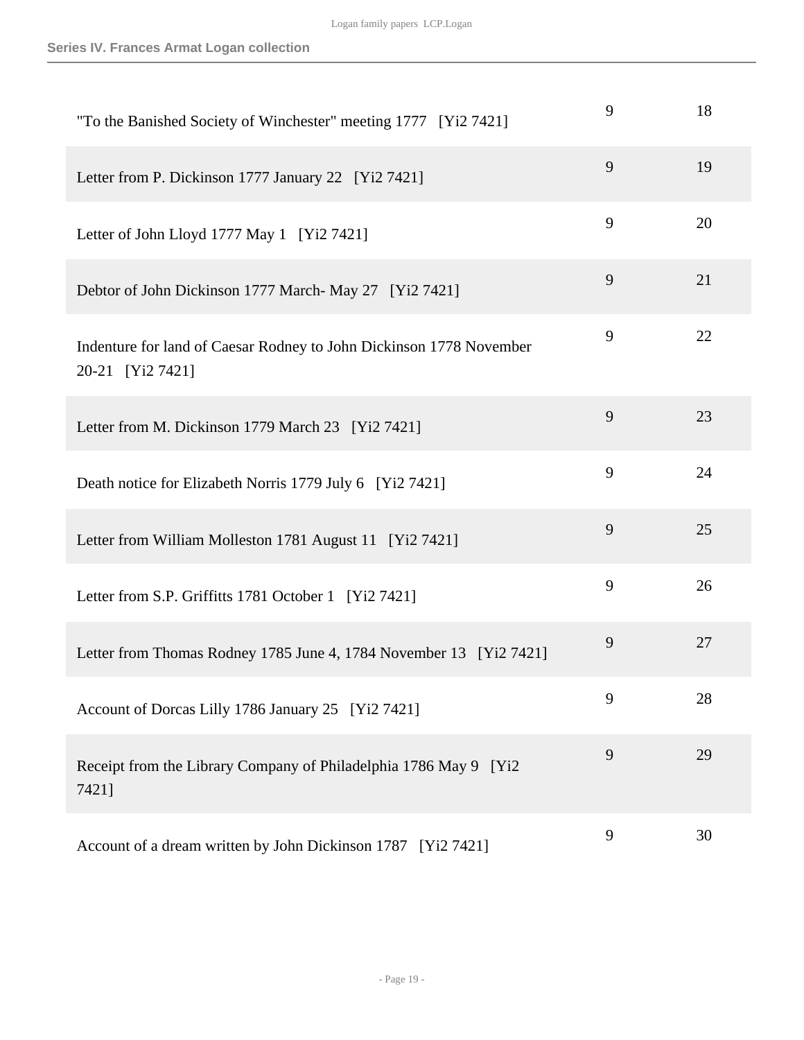| | | |
|---|---|---|
| "To the Banished Society of Winchester" meeting 1777 [Yi2 7421] | 9 | 18 |
| Letter from P. Dickinson 1777 January 22 [Yi2 7421] | 9 | 19 |
| Letter of John Lloyd 1777 May 1 [Yi2 7421] | 9 | 20 |
| Debtor of John Dickinson 1777 March- May 27 [Yi2 7421] | 9 | 21 |
| Indenture for land of Caesar Rodney to John Dickinson 1778 November 20-21 [Yi2 7421] | 9 | 22 |
| Letter from M. Dickinson 1779 March 23 [Yi2 7421] | 9 | 23 |
| Death notice for Elizabeth Norris 1779 July 6 [Yi2 7421] | 9 | 24 |
| Letter from William Molleston 1781 August 11 [Yi2 7421] | 9 | 25 |
| Letter from S.P. Griffitts 1781 October 1 [Yi2 7421] | 9 | 26 |
| Letter from Thomas Rodney 1785 June 4, 1784 November 13 [Yi2 7421] | 9 | 27 |
| Account of Dorcas Lilly 1786 January 25 [Yi2 7421] | 9 | 28 |
| Receipt from the Library Company of Philadelphia 1786 May 9 [Yi2 7421] | 9 | 29 |
| Account of a dream written by John Dickinson 1787 [Yi2 7421] | 9 | 30 |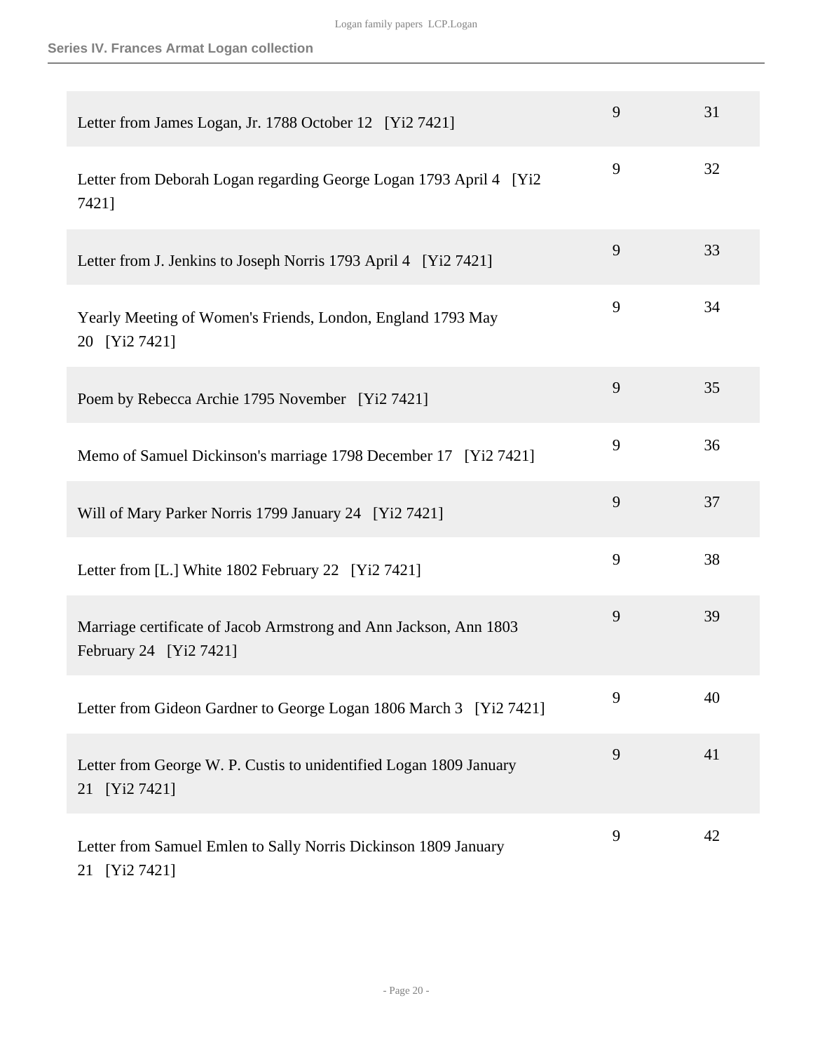| | | |
|---|---|---|
| Letter from James Logan, Jr. 1788 October 12 [Yi2 7421] | 9 | 31 |
| Letter from Deborah Logan regarding George Logan 1793 April 4 [Yi2 7421] | 9 | 32 |
| Letter from J. Jenkins to Joseph Norris 1793 April 4 [Yi2 7421] | 9 | 33 |
| Yearly Meeting of Women's Friends, London, England 1793 May 20 [Yi2 7421] | 9 | 34 |
| Poem by Rebecca Archie 1795 November [Yi2 7421] | 9 | 35 |
| Memo of Samuel Dickinson's marriage 1798 December 17 [Yi2 7421] | 9 | 36 |
| Will of Mary Parker Norris 1799 January 24 [Yi2 7421] | 9 | 37 |
| Letter from [L.] White 1802 February 22 [Yi2 7421] | 9 | 38 |
| Marriage certificate of Jacob Armstrong and Ann Jackson, Ann 1803 February 24 [Yi2 7421] | 9 | 39 |
| Letter from Gideon Gardner to George Logan 1806 March 3 [Yi2 7421] | 9 | 40 |
| Letter from George W. P. Custis to unidentified Logan 1809 January 21 [Yi2 7421] | 9 | 41 |
| Letter from Samuel Emlen to Sally Norris Dickinson 1809 January 21 [Yi2 7421] | 9 | 42 |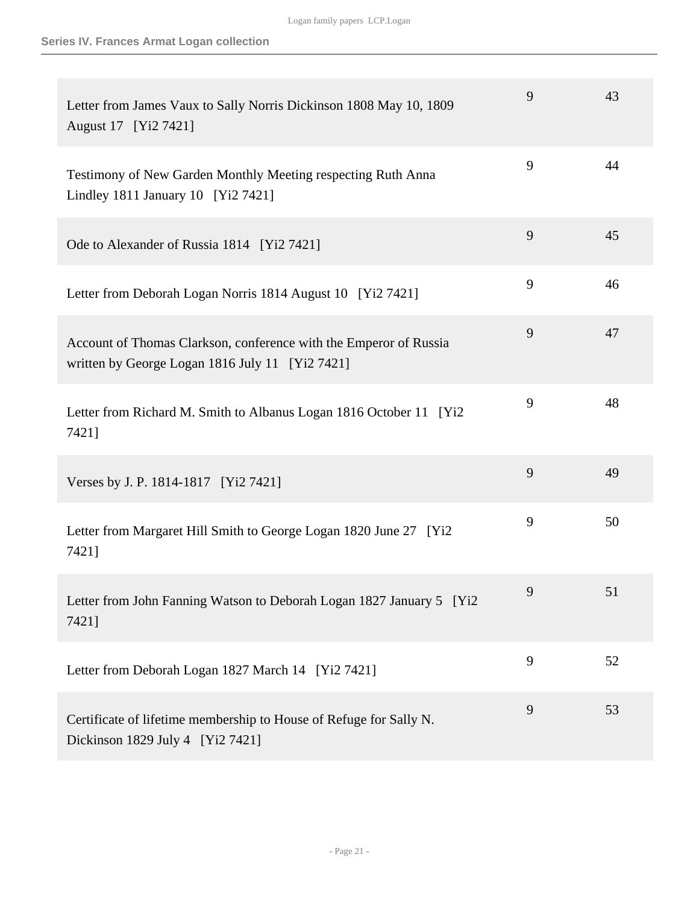**Series IV. Frances Armat Logan collection**

| | | |
|---|---|---|
| Letter from James Vaux to Sally Norris Dickinson 1808 May 10, 1809 August 17 [Yi2 7421] | 9 | 43 |
| Testimony of New Garden Monthly Meeting respecting Ruth Anna Lindley 1811 January 10 [Yi2 7421] | 9 | 44 |
| Ode to Alexander of Russia 1814 [Yi2 7421] | 9 | 45 |
| Letter from Deborah Logan Norris 1814 August 10 [Yi2 7421] | 9 | 46 |
| Account of Thomas Clarkson, conference with the Emperor of Russia written by George Logan 1816 July 11 [Yi2 7421] | 9 | 47 |
| Letter from Richard M. Smith to Albanus Logan 1816 October 11 [Yi2 7421] | 9 | 48 |
| Verses by J. P. 1814-1817 [Yi2 7421] | 9 | 49 |
| Letter from Margaret Hill Smith to George Logan 1820 June 27 [Yi2 7421] | 9 | 50 |
| Letter from John Fanning Watson to Deborah Logan 1827 January 5 [Yi2 7421] | 9 | 51 |
| Letter from Deborah Logan 1827 March 14 [Yi2 7421] | 9 | 52 |
| Certificate of lifetime membership to House of Refuge for Sally N. Dickinson 1829 July 4 [Yi2 7421] | 9 | 53 |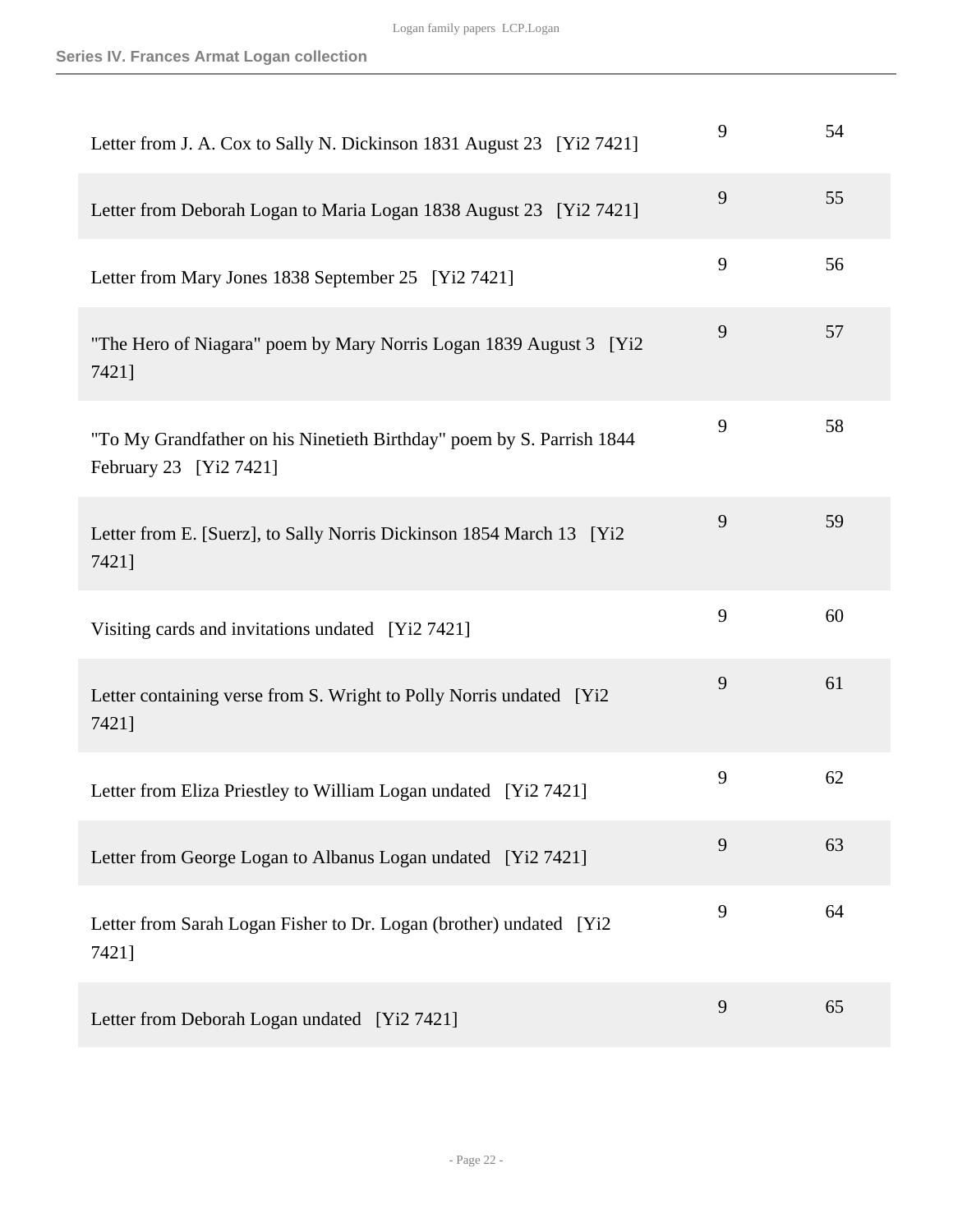**Series IV. Frances Armat Logan collection**

| | | |
|---|---|---|
| Letter from J. A. Cox to Sally N. Dickinson 1831 August 23 [Yi2 7421] | 9 | 54 |
| Letter from Deborah Logan to Maria Logan 1838 August 23 [Yi2 7421] | 9 | 55 |
| Letter from Mary Jones 1838 September 25 [Yi2 7421] | 9 | 56 |
| "The Hero of Niagara" poem by Mary Norris Logan 1839 August 3 [Yi2 7421] | 9 | 57 |
| "To My Grandfather on his Ninetieth Birthday" poem by S. Parrish 1844 February 23 [Yi2 7421] | 9 | 58 |
| Letter from E. [Suerz], to Sally Norris Dickinson 1854 March 13 [Yi2 7421] | 9 | 59 |
| Visiting cards and invitations undated [Yi2 7421] | 9 | 60 |
| Letter containing verse from S. Wright to Polly Norris undated [Yi2 7421] | 9 | 61 |
| Letter from Eliza Priestley to William Logan undated [Yi2 7421] | 9 | 62 |
| Letter from George Logan to Albanus Logan undated [Yi2 7421] | 9 | 63 |
| Letter from Sarah Logan Fisher to Dr. Logan (brother) undated [Yi2 7421] | 9 | 64 |
| Letter from Deborah Logan undated [Yi2 7421] | 9 | 65 |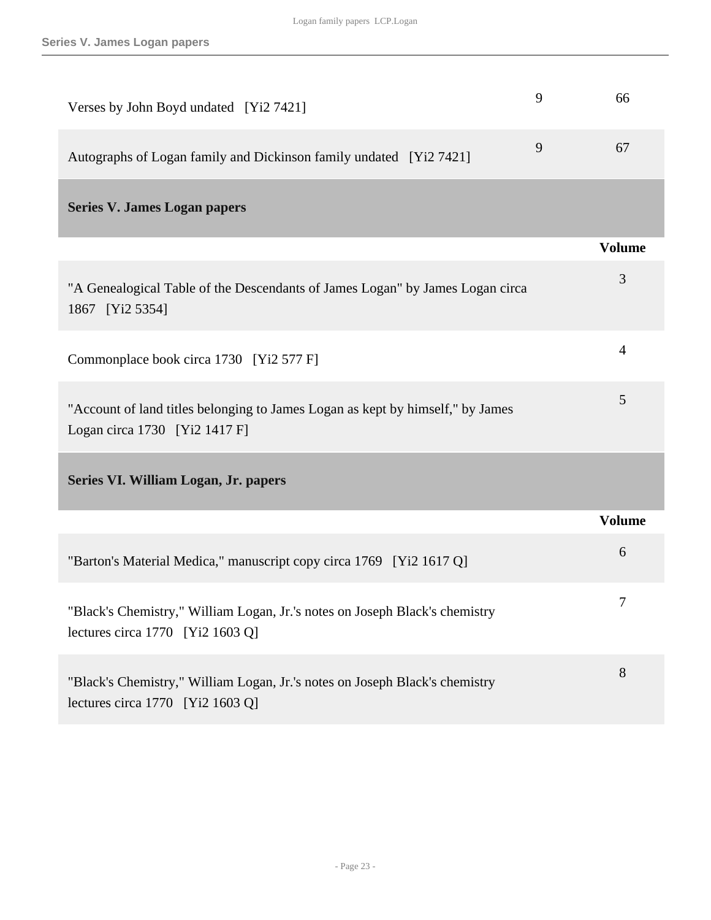| | | |
|---|---|---|
| Verses by John Boyd undated [Yi2 7421] | 9 | 66 |
| Autographs of Logan family and Dickinson family undated [Yi2 7421] | 9 | 67 |

### Series V. James Logan papers

| | Volume |
|---|---|
| "A Genealogical Table of the Descendants of James Logan" by James Logan circa 1867 [Yi2 5354] | 3 |
| Commonplace book circa 1730 [Yi2 577 F] | 4 |
| "Account of land titles belonging to James Logan as kept by himself," by James Logan circa 1730 [Yi2 1417 F] | 5 |

### Series VI. William Logan, Jr. papers

| | Volume |
|---|---|
| "Barton's Material Medica," manuscript copy circa 1769 [Yi2 1617 Q] | 6 |
| "Black's Chemistry," William Logan, Jr.'s notes on Joseph Black's chemistry lectures circa 1770 [Yi2 1603 Q] | 7 |
| "Black's Chemistry," William Logan, Jr.'s notes on Joseph Black's chemistry lectures circa 1770 [Yi2 1603 Q] | 8 |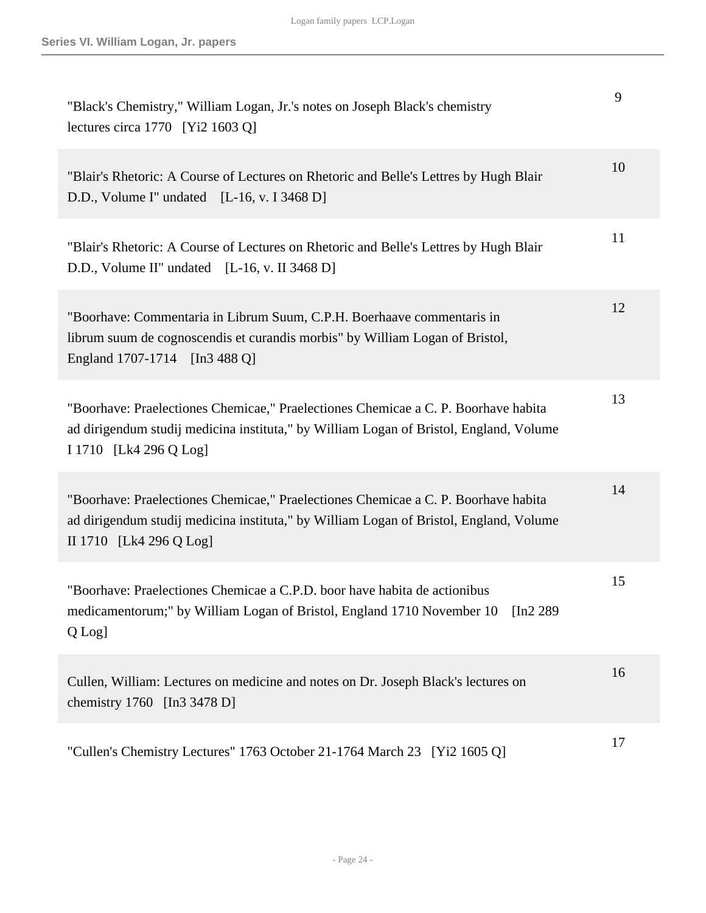| | |
|---|---|
| "Black's Chemistry," William Logan, Jr.'s notes on Joseph Black's chemistry lectures circa 1770 [Yi2 1603 Q] | 9 |
| "Blair's Rhetoric: A Course of Lectures on Rhetoric and Belle's Lettres by Hugh Blair D.D., Volume I" undated [L-16, v. I 3468 D] | 10 |
| "Blair's Rhetoric: A Course of Lectures on Rhetoric and Belle's Lettres by Hugh Blair D.D., Volume II" undated [L-16, v. II 3468 D] | 11 |
| "Boorhave: Commentaria in Librum Suum, C.P.H. Boerhaave commentaris in librum suum de cognoscendis et curandis morbis" by William Logan of Bristol, England 1707-1714 [In3 488 Q] | 12 |
| "Boorhave: Praelectiones Chemicae," Praelectiones Chemicae a C. P. Boorhave habita ad dirigendum studij medicina instituta," by William Logan of Bristol, England, Volume I 1710 [Lk4 296 Q Log] | 13 |
| "Boorhave: Praelectiones Chemicae," Praelectiones Chemicae a C. P. Boorhave habita ad dirigendum studij medicina instituta," by William Logan of Bristol, England, Volume II 1710 [Lk4 296 Q Log] | 14 |
| "Boorhave: Praelectiones Chemicae a C.P.D. boor have habita de actionibus medicamentorum;" by William Logan of Bristol, England 1710 November 10 [In2 289 Q Log] | 15 |
| Cullen, William: Lectures on medicine and notes on Dr. Joseph Black's lectures on chemistry 1760 [In3 3478 D] | 16 |
| "Cullen's Chemistry Lectures" 1763 October 21-1764 March 23 [Yi2 1605 Q] | 17 |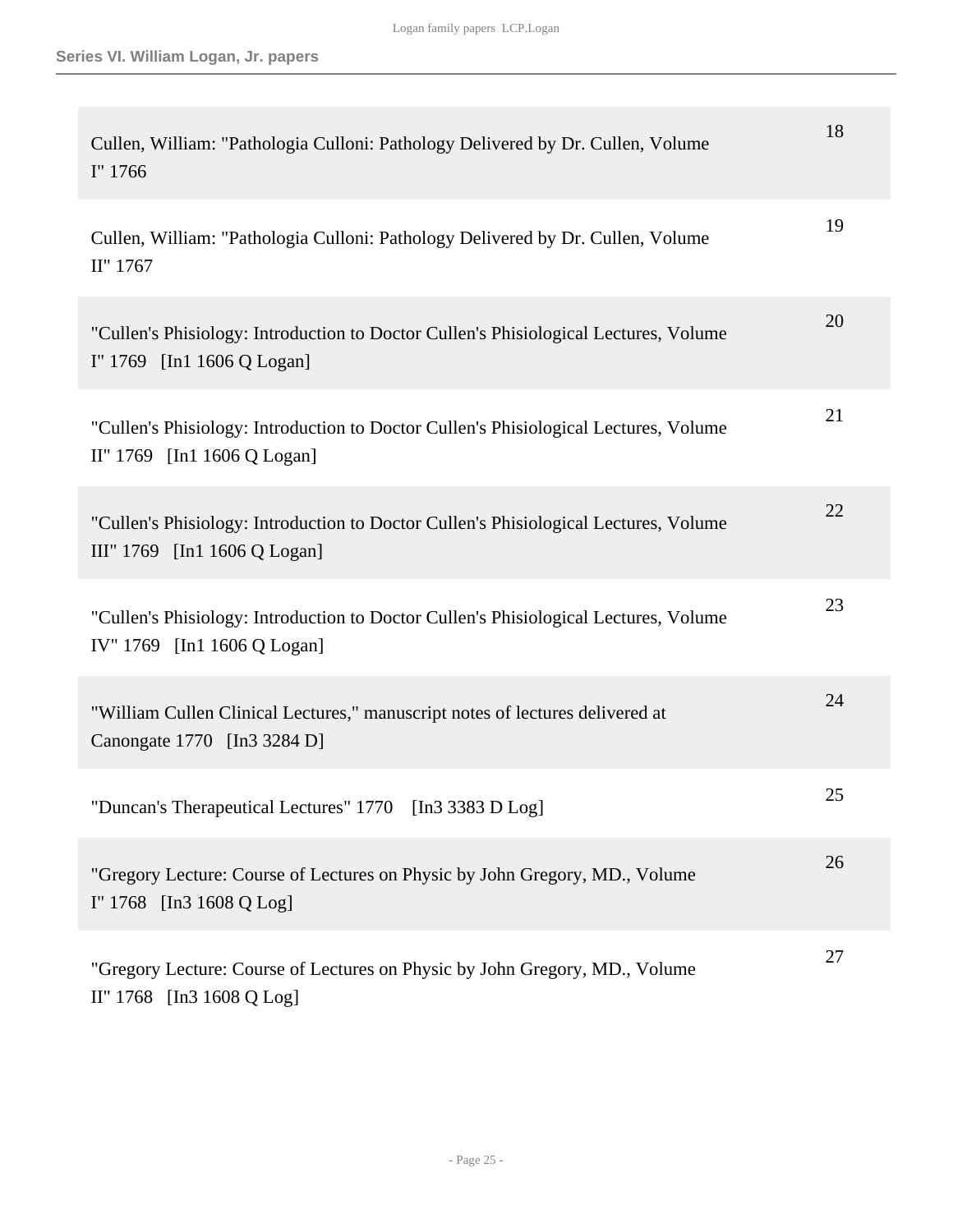| | |
|---|---|
| Cullen, William: "Pathologia Culloni: Pathology Delivered by Dr. Cullen, Volume I" 1766 | 18 |
| Cullen, William: "Pathologia Culloni: Pathology Delivered by Dr. Cullen, Volume II" 1767 | 19 |
| "Cullen's Phisiology: Introduction to Doctor Cullen's Phisiological Lectures, Volume I" 1769 [In1 1606 Q Logan] | 20 |
| "Cullen's Phisiology: Introduction to Doctor Cullen's Phisiological Lectures, Volume II" 1769 [In1 1606 Q Logan] | 21 |
| "Cullen's Phisiology: Introduction to Doctor Cullen's Phisiological Lectures, Volume III" 1769 [In1 1606 Q Logan] | 22 |
| "Cullen's Phisiology: Introduction to Doctor Cullen's Phisiological Lectures, Volume IV" 1769 [In1 1606 Q Logan] | 23 |
| "William Cullen Clinical Lectures," manuscript notes of lectures delivered at Canongate 1770 [In3 3284 D] | 24 |
| "Duncan's Therapeutical Lectures" 1770 [In3 3383 D Log] | 25 |
| "Gregory Lecture: Course of Lectures on Physic by John Gregory, MD., Volume I" 1768 [In3 1608 Q Log] | 26 |
| "Gregory Lecture: Course of Lectures on Physic by John Gregory, MD., Volume II" 1768 [In3 1608 Q Log] | 27 |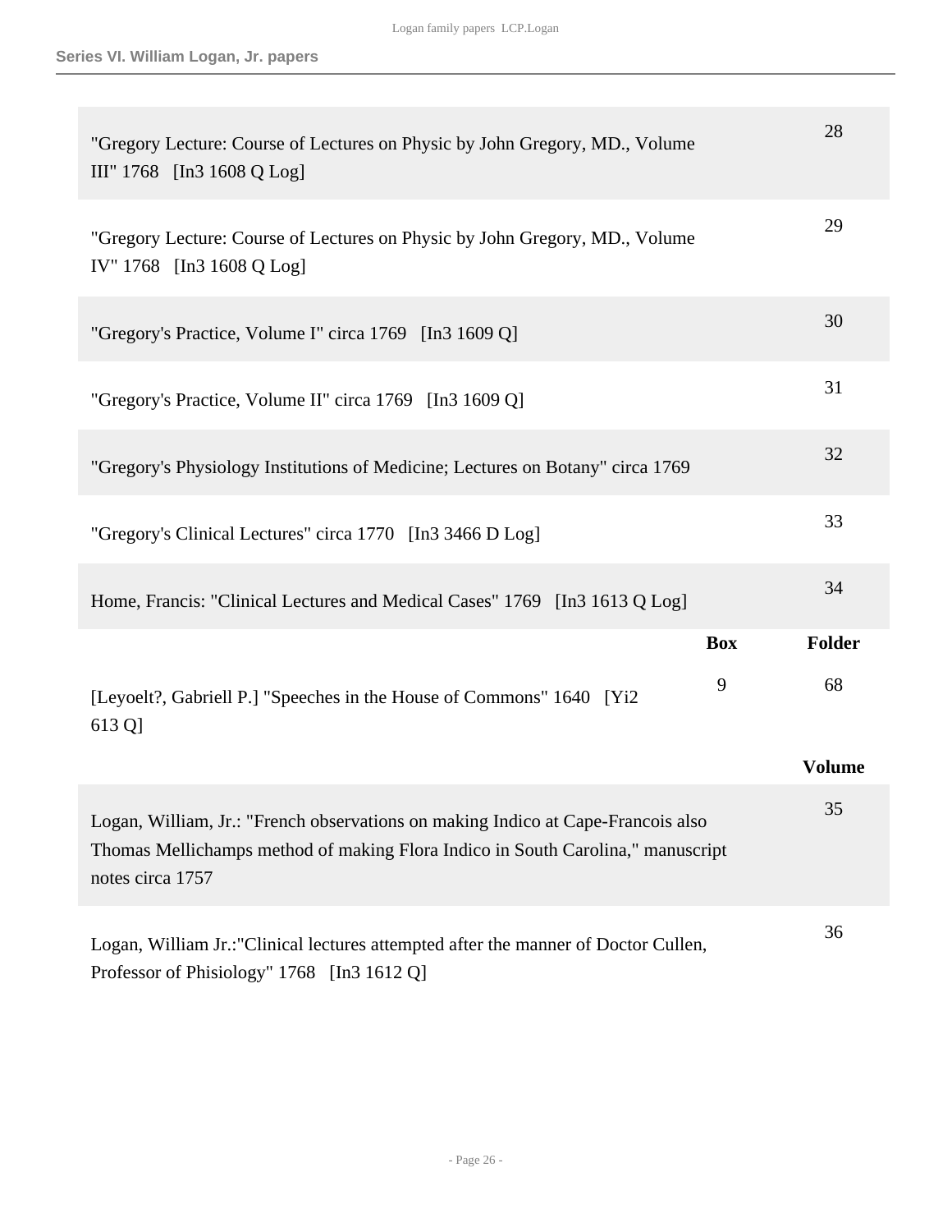## Series VI. William Logan, Jr. papers

| | Volume |
|---|---|
| "Gregory Lecture: Course of Lectures on Physic by John Gregory, MD., Volume III" 1768 [In3 1608 Q Log] | 28 |
| "Gregory Lecture: Course of Lectures on Physic by John Gregory, MD., Volume IV" 1768 [In3 1608 Q Log] | 29 |
| "Gregory's Practice, Volume I" circa 1769 [In3 1609 Q] | 30 |
| "Gregory's Practice, Volume II" circa 1769 [In3 1609 Q] | 31 |
| "Gregory's Physiology Institutions of Medicine; Lectures on Botany" circa 1769 | 32 |
| "Gregory's Clinical Lectures" circa 1770 [In3 3466 D Log] | 33 |
| Home, Francis: "Clinical Lectures and Medical Cases" 1769 [In3 1613 Q Log] | 34 |

| | Box | Folder |
|---|---|---|
| [Leyoelt?, Gabriell P.] "Speeches in the House of Commons" 1640 [Yi2 613 Q] | 9 | 68 |

| | Volume |
|---|---|
| Logan, William, Jr.: "French observations on making Indico at Cape-Francois also Thomas Mellichamps method of making Flora Indico in South Carolina," manuscript notes circa 1757 | 35 |
| Logan, William Jr.:"Clinical lectures attempted after the manner of Doctor Cullen, Professor of Phisiology" 1768 [In3 1612 Q] | 36 |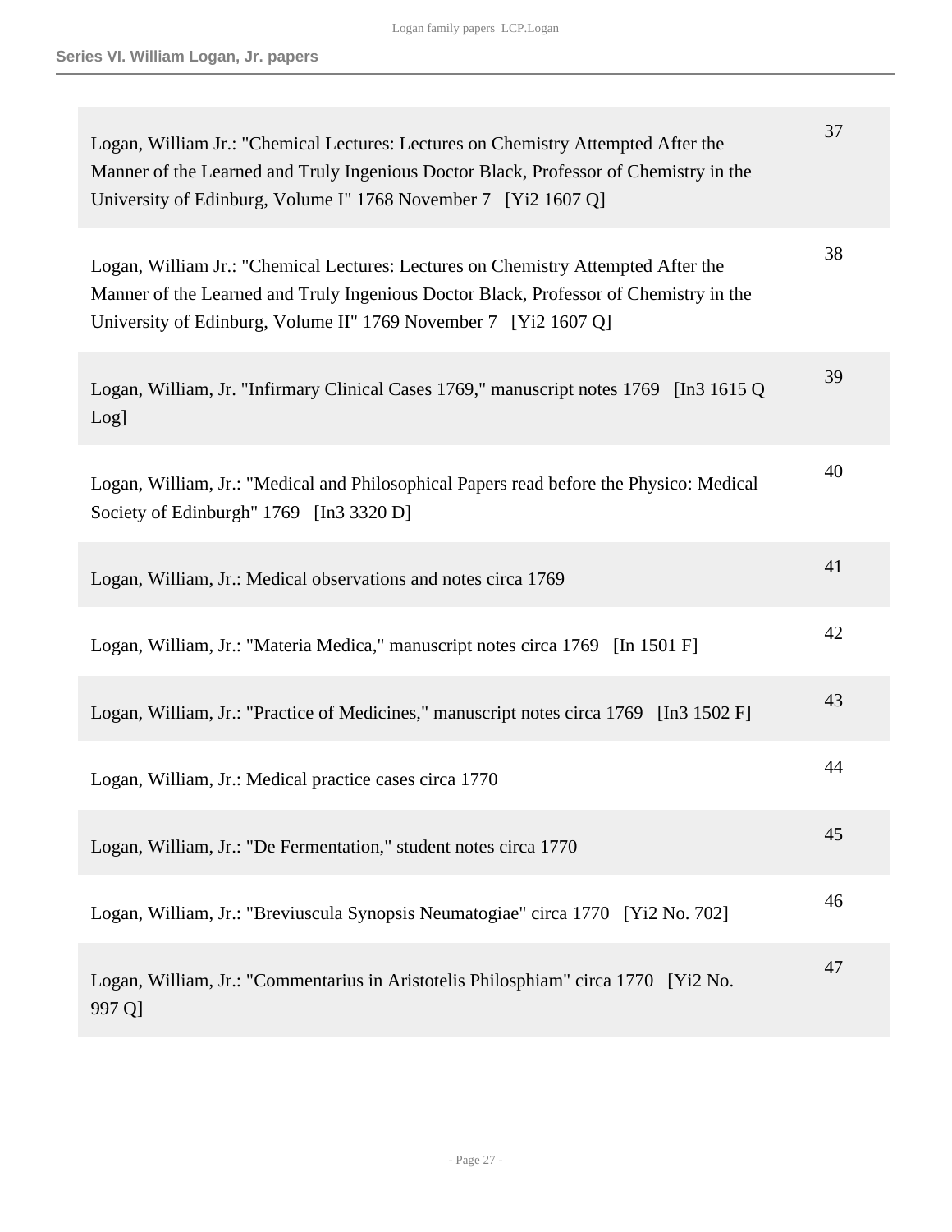| Description | Folder |
|---|---|
| Logan, William Jr.: "Chemical Lectures: Lectures on Chemistry Attempted After the Manner of the Learned and Truly Ingenious Doctor Black, Professor of Chemistry in the University of Edinburg, Volume I" 1768 November 7 [Yi2 1607 Q] | 37 |
| Logan, William Jr.: "Chemical Lectures: Lectures on Chemistry Attempted After the Manner of the Learned and Truly Ingenious Doctor Black, Professor of Chemistry in the University of Edinburg, Volume II" 1769 November 7 [Yi2 1607 Q] | 38 |
| Logan, William, Jr. "Infirmary Clinical Cases 1769," manuscript notes 1769 [In3 1615 Q Log] | 39 |
| Logan, William, Jr.: "Medical and Philosophical Papers read before the Physico: Medical Society of Edinburgh" 1769 [In3 3320 D] | 40 |
| Logan, William, Jr.: Medical observations and notes circa 1769 | 41 |
| Logan, William, Jr.: "Materia Medica," manuscript notes circa 1769 [In 1501 F] | 42 |
| Logan, William, Jr.: "Practice of Medicines," manuscript notes circa 1769 [In3 1502 F] | 43 |
| Logan, William, Jr.: Medical practice cases circa 1770 | 44 |
| Logan, William, Jr.: "De Fermentation," student notes circa 1770 | 45 |
| Logan, William, Jr.: "Breviuscula Synopsis Neumatogiae" circa 1770 [Yi2 No. 702] | 46 |
| Logan, William, Jr.: "Commentarius in Aristotelis Philosphiam" circa 1770 [Yi2 No. 997 Q] | 47 |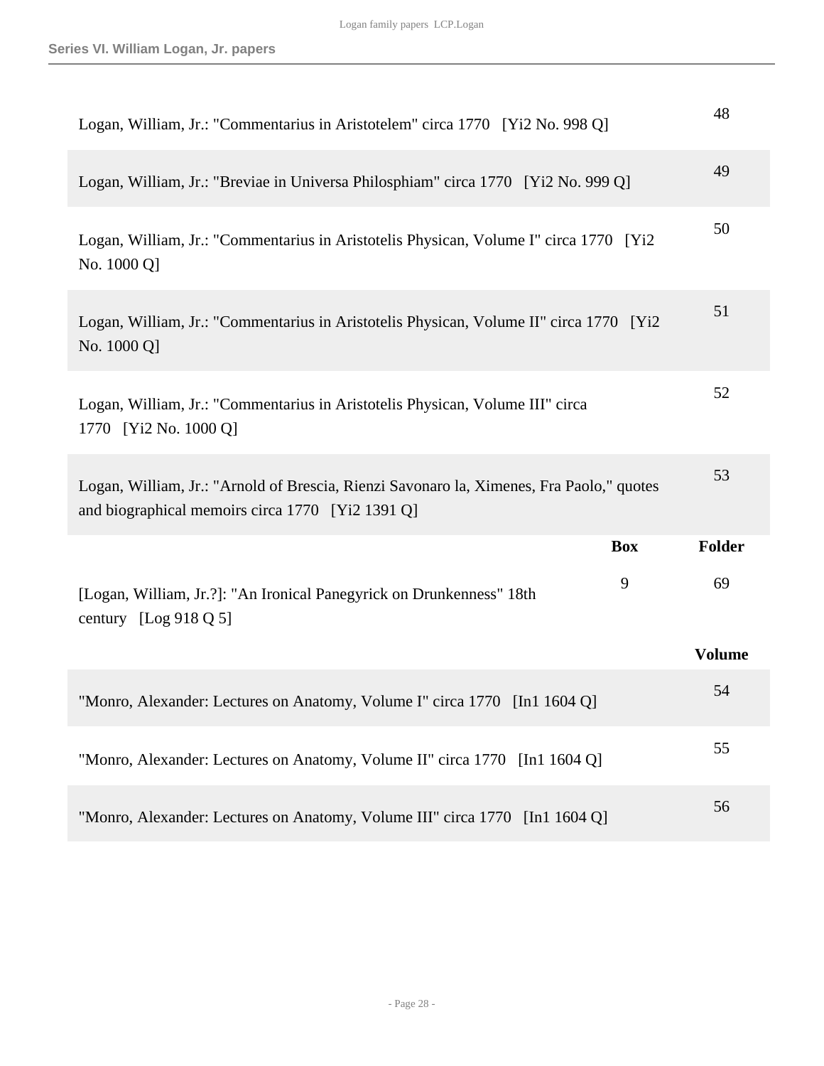| | Volume |
|---|---|
| Logan, William, Jr.: "Commentarius in Aristotelem" circa 1770 [Yi2 No. 998 Q] | 48 |
| Logan, William, Jr.: "Breviae in Universa Philosphiam" circa 1770 [Yi2 No. 999 Q] | 49 |
| Logan, William, Jr.: "Commentarius in Aristotelis Physican, Volume I" circa 1770 [Yi2 No. 1000 Q] | 50 |
| Logan, William, Jr.: "Commentarius in Aristotelis Physican, Volume II" circa 1770 [Yi2 No. 1000 Q] | 51 |
| Logan, William, Jr.: "Commentarius in Aristotelis Physican, Volume III" circa 1770 [Yi2 No. 1000 Q] | 52 |
| Logan, William, Jr.: "Arnold of Brescia, Rienzi Savonaro la, Ximenes, Fra Paolo," quotes and biographical memoirs circa 1770 [Yi2 1391 Q] | 53 |

| | Box | Folder |
|---|---|---|
| [Logan, William, Jr.?]: "An Ironical Panegyrick on Drunkenness" 18th century [Log 918 Q 5] | 9 | 69 |

| | Volume |
|---|---|
| "Monro, Alexander: Lectures on Anatomy, Volume I" circa 1770 [In1 1604 Q] | 54 |
| "Monro, Alexander: Lectures on Anatomy, Volume II" circa 1770 [In1 1604 Q] | 55 |
| "Monro, Alexander: Lectures on Anatomy, Volume III" circa 1770 [In1 1604 Q] | 56 |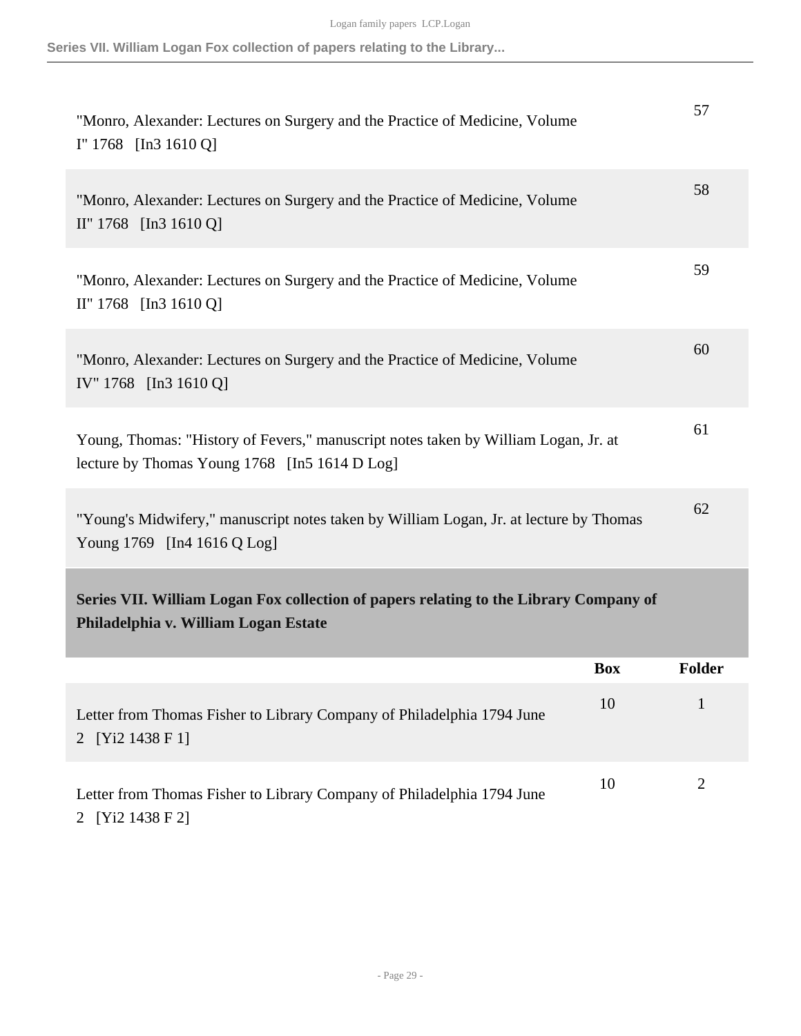| | |
|---|---|
| "Monro, Alexander: Lectures on Surgery and the Practice of Medicine, Volume I" 1768 [In3 1610 Q] | 57 |
| "Monro, Alexander: Lectures on Surgery and the Practice of Medicine, Volume II" 1768 [In3 1610 Q] | 58 |
| "Monro, Alexander: Lectures on Surgery and the Practice of Medicine, Volume II" 1768 [In3 1610 Q] | 59 |
| "Monro, Alexander: Lectures on Surgery and the Practice of Medicine, Volume IV" 1768 [In3 1610 Q] | 60 |
| Young, Thomas: "History of Fevers," manuscript notes taken by William Logan, Jr. at lecture by Thomas Young 1768 [In5 1614 D Log] | 61 |
| "Young's Midwifery," manuscript notes taken by William Logan, Jr. at lecture by Thomas Young 1769 [In4 1616 Q Log] | 62 |

## Series VII. William Logan Fox collection of papers relating to the Library Company of Philadelphia v. William Logan Estate

| | Box | Folder |
|---|---|---|
| Letter from Thomas Fisher to Library Company of Philadelphia 1794 June 2 [Yi2 1438 F 1] | 10 | 1 |
| Letter from Thomas Fisher to Library Company of Philadelphia 1794 June 2 [Yi2 1438 F 2] | 10 | 2 |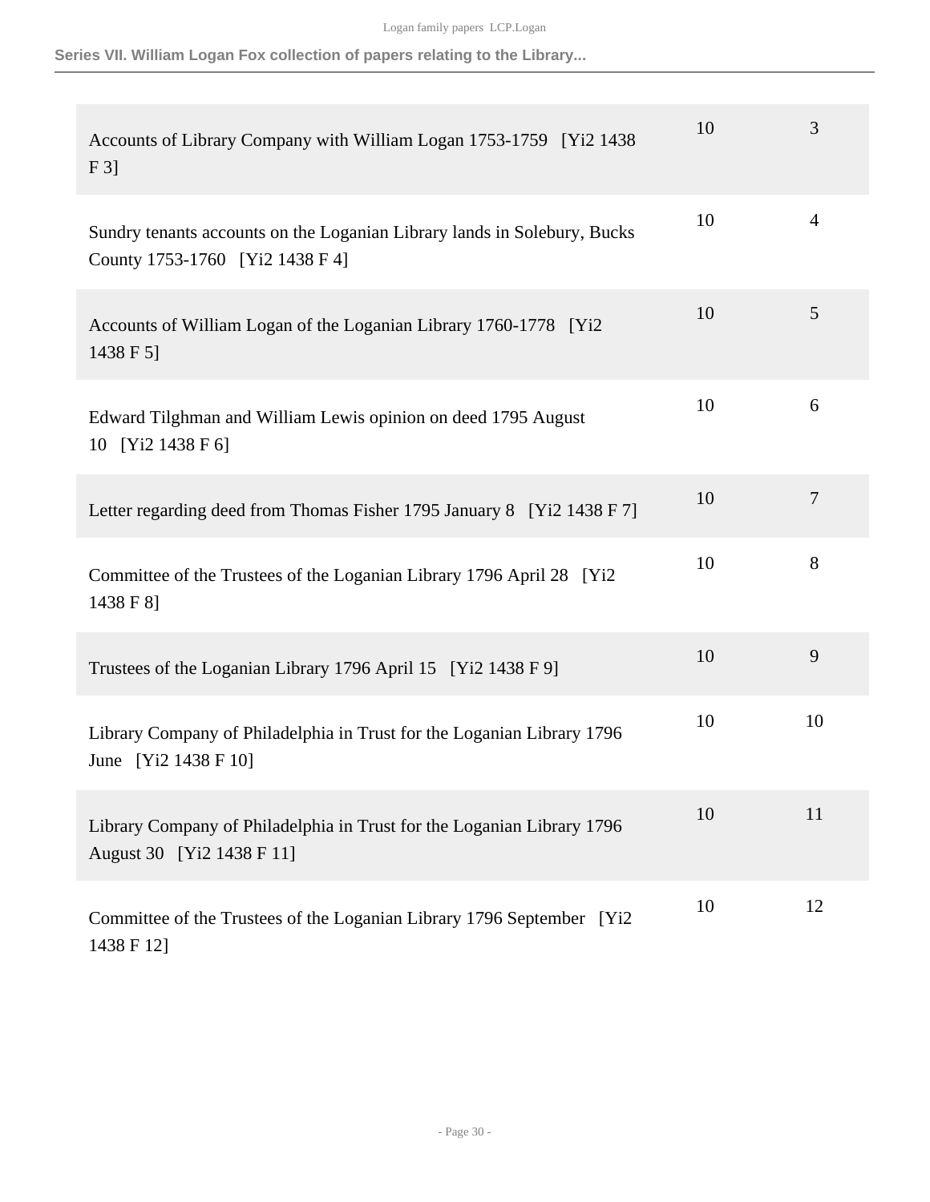| Description | Box | Folder |
| --- | --- | --- |
| Accounts of Library Company with William Logan 1753-1759 [Yi2 1438 F 3] | 10 | 3 |
| Sundry tenants accounts on the Loganian Library lands in Solebury, Bucks County 1753-1760 [Yi2 1438 F 4] | 10 | 4 |
| Accounts of William Logan of the Loganian Library 1760-1778 [Yi2 1438 F 5] | 10 | 5 |
| Edward Tilghman and William Lewis opinion on deed 1795 August 10 [Yi2 1438 F 6] | 10 | 6 |
| Letter regarding deed from Thomas Fisher 1795 January 8 [Yi2 1438 F 7] | 10 | 7 |
| Committee of the Trustees of the Loganian Library 1796 April 28 [Yi2 1438 F 8] | 10 | 8 |
| Trustees of the Loganian Library 1796 April 15 [Yi2 1438 F 9] | 10 | 9 |
| Library Company of Philadelphia in Trust for the Loganian Library 1796 June [Yi2 1438 F 10] | 10 | 10 |
| Library Company of Philadelphia in Trust for the Loganian Library 1796 August 30 [Yi2 1438 F 11] | 10 | 11 |
| Committee of the Trustees of the Loganian Library 1796 September [Yi2 1438 F 12] | 10 | 12 |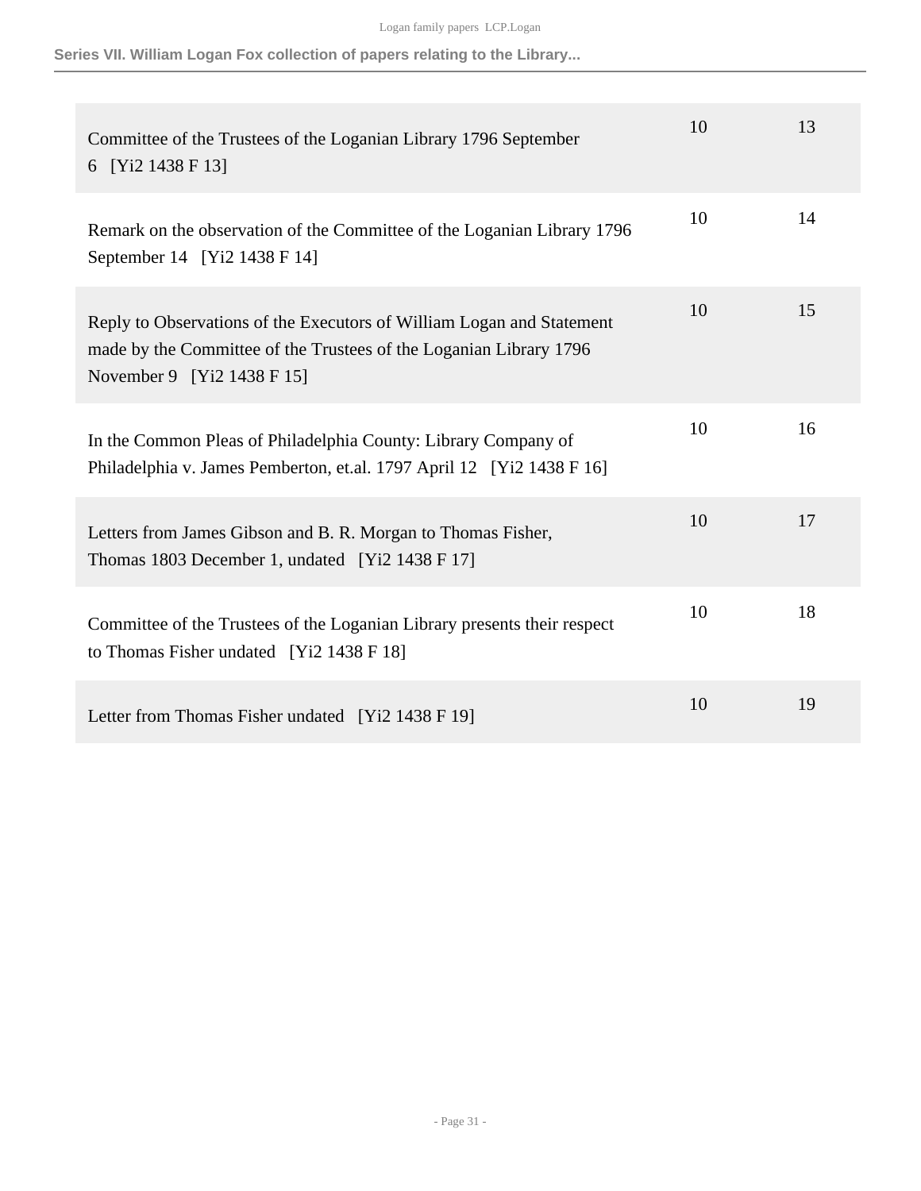| | | |
|---|---|---|
| Committee of the Trustees of the Loganian Library 1796 September 6 [Yi2 1438 F 13] | 10 | 13 |
| Remark on the observation of the Committee of the Loganian Library 1796 September 14 [Yi2 1438 F 14] | 10 | 14 |
| Reply to Observations of the Executors of William Logan and Statement made by the Committee of the Trustees of the Loganian Library 1796 November 9 [Yi2 1438 F 15] | 10 | 15 |
| In the Common Pleas of Philadelphia County: Library Company of Philadelphia v. James Pemberton, et.al. 1797 April 12 [Yi2 1438 F 16] | 10 | 16 |
| Letters from James Gibson and B. R. Morgan to Thomas Fisher, Thomas 1803 December 1, undated [Yi2 1438 F 17] | 10 | 17 |
| Committee of the Trustees of the Loganian Library presents their respect to Thomas Fisher undated [Yi2 1438 F 18] | 10 | 18 |
| Letter from Thomas Fisher undated [Yi2 1438 F 19] | 10 | 19 |